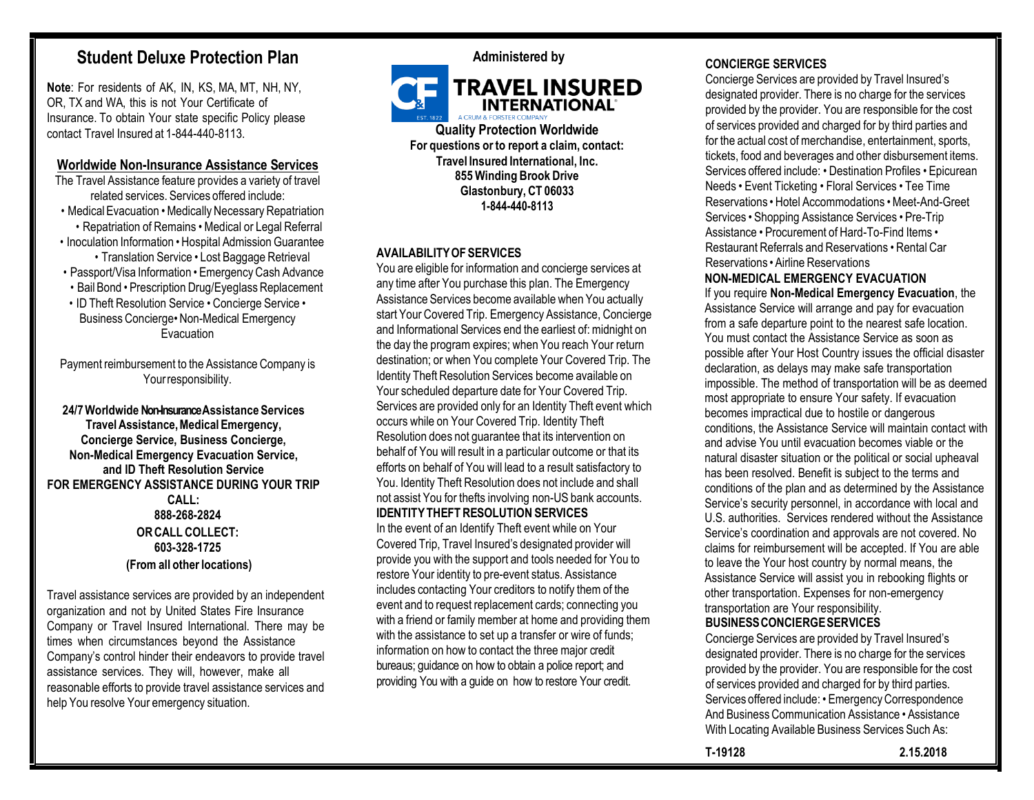# Student Deluxe Protection Plan

**Note**: For residents of AK, IN, KS, MA, MT, NH, NY, OR, TX and WA, this is not Your Certificate of Insurance. To obtain Your state specific Policy please contact Travel Insured at 1-844-440-8113.

## Worldwide Non-Insurance Assistance Services

The Travel Assistance feature provides a variety of travel related services. Services offered include:

• Medical Evacuation • Medically Necessary Repatriation • Repatriation of Remains • Medical or Legal Referral • Inoculation Information • Hospital Admission Guarantee • Translation Service • Lost Baggage Retrieval • Passport/Visa Information • Emergency Cash Advance • Bail Bond • Prescription Drug/Eyeglass Replacement • ID Theft Resolution Service • Concierge Service • Business Concierge • Non-Medical Emergency Evacuation

Payment reimbursement to the Assistance Company is Your responsibility.

**24/7 Worldwide Non-Insurance Assistance Services**
**Travel Assistance, Medical Emergency, Concierge Service, Business Concierge, Non-Medical Emergency Evacuation Service, and ID Theft Resolution Service**
**FOR EMERGENCY ASSISTANCE DURING YOUR TRIP CALL:**
**888-268-2824**
**OR CALL COLLECT:**
**603-328-1725**
**(From all other locations)**

Travel assistance services are provided by an independent organization and not by United States Fire Insurance Company or Travel Insured International. There may be times when circumstances beyond the Assistance Company's control hinder their endeavors to provide travel assistance services. They will, however, make all reasonable efforts to provide travel assistance services and help You resolve Your emergency situation.

**Administered by**

**TRAVEL INSURED INTERNATIONAL**
A CRUM & FORSTER COMPANY
EST. 1822

**Quality Protection Worldwide**
**For questions or to report a claim, contact:**
**Travel Insured International, Inc.**
**855 Winding Brook Drive**
**Glastonbury, CT 06033**
**1-844-440-8113**

### AVAILABILITY OF SERVICES

You are eligible for information and concierge services at any time after You purchase this plan. The Emergency Assistance Services become available when You actually start Your Covered Trip. Emergency Assistance, Concierge and Informational Services end the earliest of: midnight on the day the program expires; when You reach Your return destination; or when You complete Your Covered Trip. The Identity Theft Resolution Services become available on Your scheduled departure date for Your Covered Trip. Services are provided only for an Identity Theft event which occurs while on Your Covered Trip. Identity Theft Resolution does not guarantee that its intervention on behalf of You will result in a particular outcome or that its efforts on behalf of You will lead to a result satisfactory to You. Identity Theft Resolution does not include and shall not assist You for thefts involving non-US bank accounts.

### IDENTITY THEFT RESOLUTION SERVICES

In the event of an Identify Theft event while on Your Covered Trip, Travel Insured's designated provider will provide you with the support and tools needed for You to restore Your identity to pre-event status. Assistance includes contacting Your creditors to notify them of the event and to request replacement cards; connecting you with a friend or family member at home and providing them with the assistance to set up a transfer or wire of funds; information on how to contact the three major credit bureaus; guidance on how to obtain a police report; and providing You with a guide on how to restore Your credit.

### CONCIERGE SERVICES

Concierge Services are provided by Travel Insured's designated provider. There is no charge for the services provided by the provider. You are responsible for the cost of services provided and charged for by third parties and for the actual cost of merchandise, entertainment, sports, tickets, food and beverages and other disbursement items. Services offered include: • Destination Profiles • Epicurean Needs • Event Ticketing • Floral Services • Tee Time Reservations • Hotel Accommodations • Meet-And-Greet Services • Shopping Assistance Services • Pre-Trip Assistance • Procurement of Hard-To-Find Items • Restaurant Referrals and Reservations • Rental Car Reservations • Airline Reservations

### NON-MEDICAL EMERGENCY EVACUATION

If you require **Non-Medical Emergency Evacuation**, the Assistance Service will arrange and pay for evacuation from a safe departure point to the nearest safe location. You must contact the Assistance Service as soon as possible after Your Host Country issues the official disaster declaration, as delays may make safe transportation impossible. The method of transportation will be as deemed most appropriate to ensure Your safety. If evacuation becomes impractical due to hostile or dangerous conditions, the Assistance Service will maintain contact with and advise You until evacuation becomes viable or the natural disaster situation or the political or social upheaval has been resolved. Benefit is subject to the terms and conditions of the plan and as determined by the Assistance Service's security personnel, in accordance with local and U.S. authorities. Services rendered without the Assistance Service's coordination and approvals are not covered. No claims for reimbursement will be accepted. If You are able to leave the Your host country by normal means, the Assistance Service will assist you in rebooking flights or other transportation. Expenses for non-emergency transportation are Your responsibility.

### BUSINESS CONCIERGE SERVICES

Concierge Services are provided by Travel Insured's designated provider. There is no charge for the services provided by the provider. You are responsible for the cost of services provided and charged for by third parties. Services offered include: • Emergency Correspondence And Business Communication Assistance • Assistance With Locating Available Business Services Such As:

T-19128 2.15.2018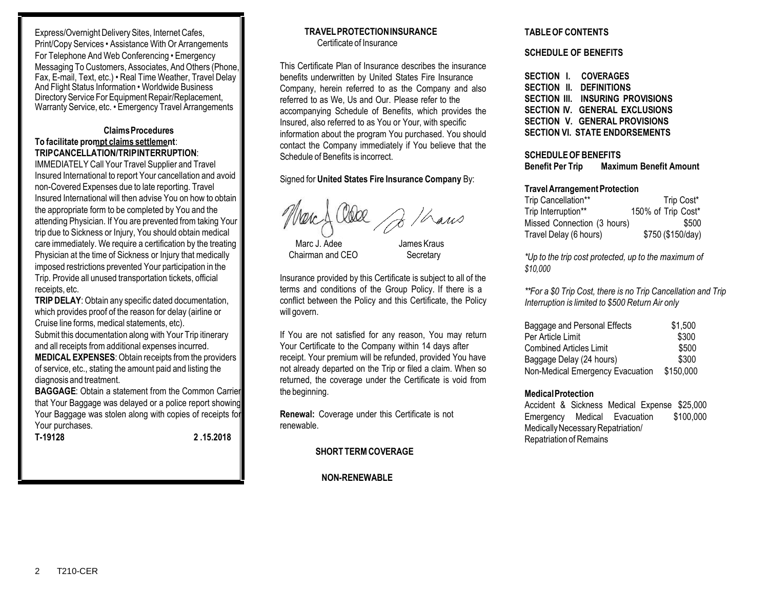Express/Overnight Delivery Sites, Internet Cafes, Print/Copy Services • Assistance With Or Arrangements For Telephone And Web Conferencing • Emergency Messaging To Customers, Associates, And Others (Phone, Fax, E-mail, Text, etc.) • Real Time Weather, Travel Delay And Flight Status Information • Worldwide Business Directory Service For Equipment Repair/Replacement, Warranty Service, etc. • Emergency Travel Arrangements

### Claims Procedures

**To facilitate prompt claims settlement**:

**TRIP CANCELLATION/TRIP INTERRUPTION**: IMMEDIATELY Call Your Travel Supplier and Travel Insured International to report Your cancellation and avoid non-Covered Expenses due to late reporting. Travel Insured International will then advise You on how to obtain the appropriate form to be completed by You and the attending Physician. If You are prevented from taking Your trip due to Sickness or Injury, You should obtain medical care immediately. We require a certification by the treating Physician at the time of Sickness or Injury that medically imposed restrictions prevented Your participation in the Trip. Provide all unused transportation tickets, official receipts, etc.

**TRIP DELAY**: Obtain any specific dated documentation, which provides proof of the reason for delay (airline or Cruise line forms, medical statements, etc).

Submit this documentation along with Your Trip itinerary and all receipts from additional expenses incurred.

**MEDICAL EXPENSES**: Obtain receipts from the providers of service, etc., stating the amount paid and listing the diagnosis and treatment.

**BAGGAGE**: Obtain a statement from the Common Carrier that Your Baggage was delayed or a police report showing Your Baggage was stolen along with copies of receipts for Your purchases.

**T-19128** **2 .15.2018**

## TRAVEL PROTECTION INSURANCE

Certificate of Insurance

This Certificate Plan of Insurance describes the insurance benefits underwritten by United States Fire Insurance Company, herein referred to as the Company and also referred to as We, Us and Our. Please refer to the accompanying Schedule of Benefits, which provides the Insured, also referred to as You or Your, with specific information about the program You purchased. You should contact the Company immediately if You believe that the Schedule of Benefits is incorrect.

Signed for **United States Fire Insurance Company** By:

Marc J. Adee, Chairman and CEO

James Kraus, Secretary

Insurance provided by this Certificate is subject to all of the terms and conditions of the Group Policy. If there is a conflict between the Policy and this Certificate, the Policy will govern.

If You are not satisfied for any reason, You may return Your Certificate to the Company within 14 days after receipt. Your premium will be refunded, provided You have not already departed on the Trip or filed a claim. When so returned, the coverage under the Certificate is void from the beginning.

**Renewal:** Coverage under this Certificate is not renewable.

**SHORT TERM COVERAGE**

**NON-RENEWABLE**

## TABLE OF CONTENTS

**SCHEDULE OF BENEFITS**

**SECTION I. COVERAGES**
**SECTION II. DEFINITIONS**
**SECTION III. INSURING PROVISIONS**
**SECTION IV. GENERAL EXCLUSIONS**
**SECTION V. GENERAL PROVISIONS**
**SECTION VI. STATE ENDORSEMENTS**

## SCHEDULE OF BENEFITS

| Benefit Per Trip | Maximum Benefit Amount |
|---|---|
| **Travel Arrangement Protection** | |
| Trip Cancellation** | Trip Cost* |
| Trip Interruption** | 150% of Trip Cost* |
| Missed Connection (3 hours) | $500 |
| Travel Delay (6 hours) | $750 ($150/day) |

*\*Up to the trip cost protected, up to the maximum of $10,000*

*\*\*For a $0 Trip Cost, there is no Trip Cancellation and Trip Interruption is limited to $500 Return Air only*

| | |
|---|---|
| Baggage and Personal Effects | $1,500 |
| Per Article Limit | $300 |
| Combined Articles Limit | $500 |
| Baggage Delay (24 hours) | $300 |
| Non-Medical Emergency Evacuation | $150,000 |
| **Medical Protection** | |
| Accident & Sickness Medical Expense | $25,000 |
| Emergency Medical Evacuation | $100,000 |
| Medically Necessary Repatriation/ Repatriation of Remains | |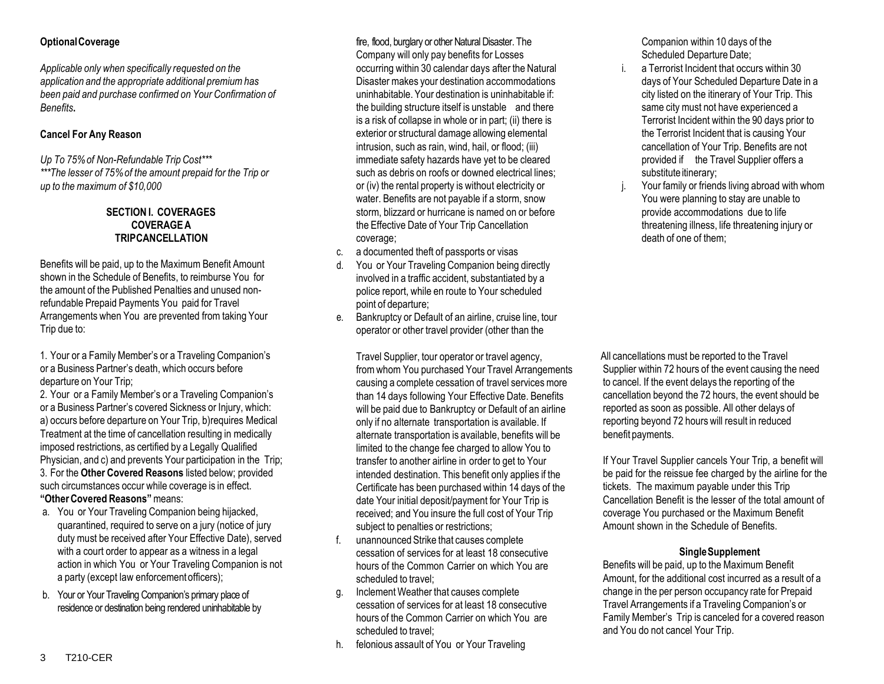**Optional Coverage**

*Applicable only when specifically requested on the application and the appropriate additional premium has been paid and purchase confirmed on Your Confirmation of Benefits.*

**Cancel For Any Reason**

*Up To 75% of Non-Refundable Trip Cost****
****The lesser of 75% of the amount prepaid for the Trip or up to the maximum of $10,000*

**SECTION I. COVERAGES**
**COVERAGE A**
**TRIP CANCELLATION**

Benefits will be paid, up to the Maximum Benefit Amount shown in the Schedule of Benefits, to reimburse You for the amount of the Published Penalties and unused non-refundable Prepaid Payments You paid for Travel Arrangements when You are prevented from taking Your Trip due to:

1. Your or a Family Member's or a Traveling Companion's or a Business Partner's death, which occurs before departure on Your Trip;
2. Your or a Family Member's or a Traveling Companion's or a Business Partner's covered Sickness or Injury, which: a) occurs before departure on Your Trip, b)requires Medical Treatment at the time of cancellation resulting in medically imposed restrictions, as certified by a Legally Qualified Physician, and c) and prevents Your participation in the Trip;
3. For the **Other Covered Reasons** listed below; provided such circumstances occur while coverage is in effect.

**"Other Covered Reasons"** means:

a. You or Your Traveling Companion being hijacked, quarantined, required to serve on a jury (notice of jury duty must be received after Your Effective Date), served with a court order to appear as a witness in a legal action in which You or Your Traveling Companion is not a party (except law enforcement officers);
b. Your or Your Traveling Companion's primary place of residence or destination being rendered uninhabitable by fire, flood, burglary or other Natural Disaster. The Company will only pay benefits for Losses occurring within 30 calendar days after the Natural Disaster makes your destination accommodations uninhabitable. Your destination is uninhabitable if: the building structure itself is unstable and there is a risk of collapse in whole or in part; (ii) there is exterior or structural damage allowing elemental intrusion, such as rain, wind, hail, or flood; (iii) immediate safety hazards have yet to be cleared such as debris on roofs or downed electrical lines; or (iv) the rental property is without electricity or water. Benefits are not payable if a storm, snow storm, blizzard or hurricane is named on or before the Effective Date of Your Trip Cancellation coverage;
c. a documented theft of passports or visas
d. You or Your Traveling Companion being directly involved in a traffic accident, substantiated by a police report, while en route to Your scheduled point of departure;
e. Bankruptcy or Default of an airline, cruise line, tour operator or other travel provider (other than the Travel Supplier, tour operator or travel agency, from whom You purchased Your Travel Arrangements causing a complete cessation of travel services more than 14 days following Your Effective Date. Benefits will be paid due to Bankruptcy or Default of an airline only if no alternate transportation is available. If alternate transportation is available, benefits will be limited to the change fee charged to allow You to transfer to another airline in order to get to Your intended destination. This benefit only applies if the Certificate has been purchased within 14 days of the date Your initial deposit/payment for Your Trip is received; and You insure the full cost of Your Trip subject to penalties or restrictions;
f. unannounced Strike that causes complete cessation of services for at least 18 consecutive hours of the Common Carrier on which You are scheduled to travel;
g. Inclement Weather that causes complete cessation of services for at least 18 consecutive hours of the Common Carrier on which You are scheduled to travel;
h. felonious assault of You or Your Traveling Companion within 10 days of the Scheduled Departure Date;
i. a Terrorist Incident that occurs within 30 days of Your Scheduled Departure Date in a city listed on the itinerary of Your Trip. This same city must not have experienced a Terrorist Incident within the 90 days prior to the Terrorist Incident that is causing Your cancellation of Your Trip. Benefits are not provided if the Travel Supplier offers a substitute itinerary;
j. Your family or friends living abroad with whom You were planning to stay are unable to provide accommodations due to life threatening illness, life threatening injury or death of one of them;

All cancellations must be reported to the Travel Supplier within 72 hours of the event causing the need to cancel. If the event delays the reporting of the cancellation beyond the 72 hours, the event should be reported as soon as possible. All other delays of reporting beyond 72 hours will result in reduced benefit payments.

If Your Travel Supplier cancels Your Trip, a benefit will be paid for the reissue fee charged by the airline for the tickets. The maximum payable under this Trip Cancellation Benefit is the lesser of the total amount of coverage You purchased or the Maximum Benefit Amount shown in the Schedule of Benefits.

**Single Supplement**

Benefits will be paid, up to the Maximum Benefit Amount, for the additional cost incurred as a result of a change in the per person occupancy rate for Prepaid Travel Arrangements if a Traveling Companion's or Family Member's Trip is canceled for a covered reason and You do not cancel Your Trip.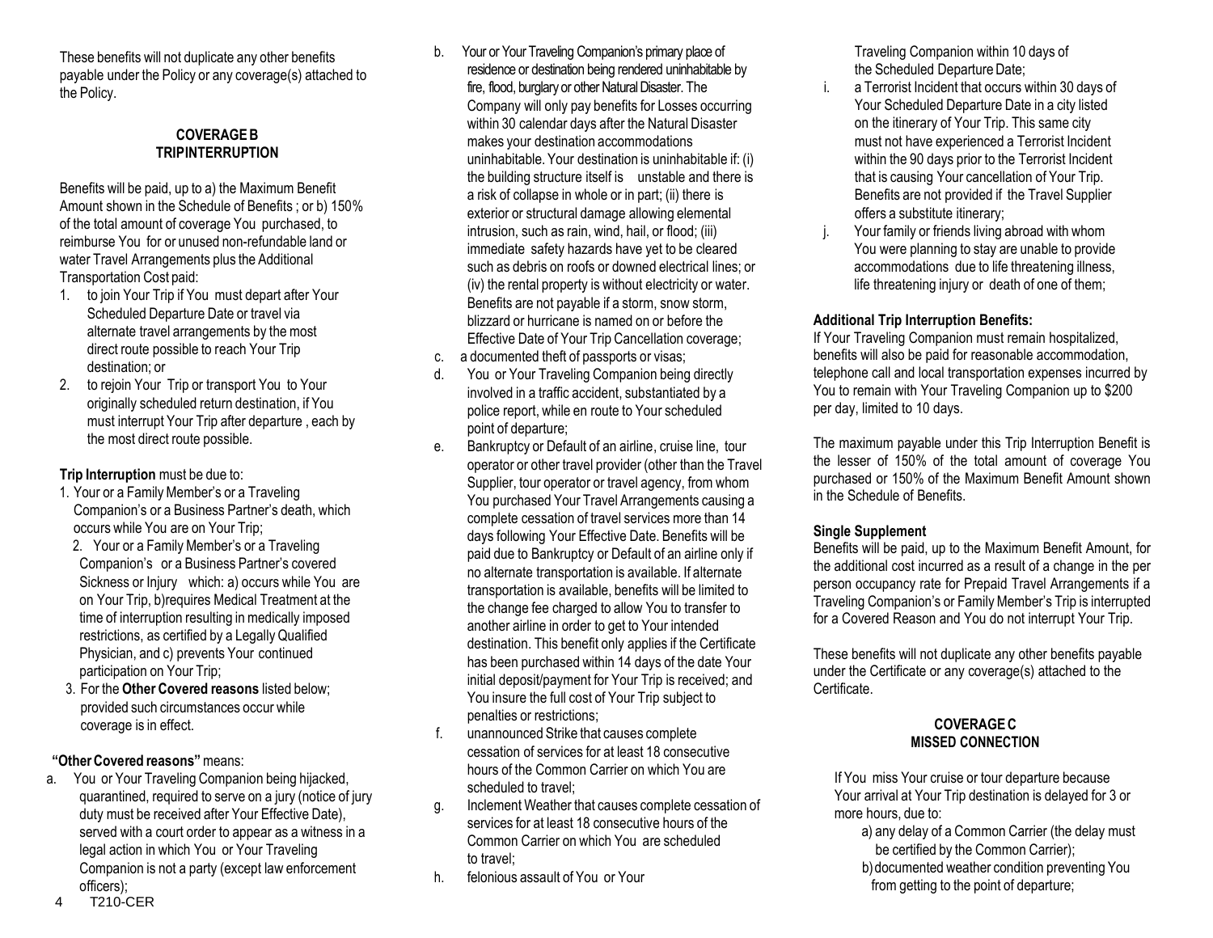These benefits will not duplicate any other benefits payable under the Policy or any coverage(s) attached to the Policy.

## COVERAGE B TRIPINTERRUPTION

Benefits will be paid, up to a) the Maximum Benefit Amount shown in the Schedule of Benefits ; or b) 150% of the total amount of coverage You purchased, to reimburse You for or unused non-refundable land or water Travel Arrangements plus the Additional Transportation Cost paid:

1. to join Your Trip if You must depart after Your Scheduled Departure Date or travel via alternate travel arrangements by the most direct route possible to reach Your Trip destination; or
2. to rejoin Your Trip or transport You to Your originally scheduled return destination, if You must interrupt Your Trip after departure , each by the most direct route possible.

**Trip Interruption** must be due to:

1. Your or a Family Member's or a Traveling Companion's or a Business Partner's death, which occurs while You are on Your Trip;
2. Your or a Family Member's or a Traveling Companion's or a Business Partner's covered Sickness or Injury which: a) occurs while You are on Your Trip, b)requires Medical Treatment at the time of interruption resulting in medically imposed restrictions, as certified by a Legally Qualified Physician, and c) prevents Your continued participation on Your Trip;
3. For the **Other Covered reasons** listed below; provided such circumstances occur while coverage is in effect.

**"Other Covered reasons"** means:

a. You or Your Traveling Companion being hijacked, quarantined, required to serve on a jury (notice of jury duty must be received after Your Effective Date), served with a court order to appear as a witness in a legal action in which You or Your Traveling Companion is not a party (except law enforcement officers);

b. Your or Your Traveling Companion's primary place of residence or destination being rendered uninhabitable by fire, flood, burglary or other Natural Disaster. The Company will only pay benefits for Losses occurring within 30 calendar days after the Natural Disaster makes your destination accommodations uninhabitable. Your destination is uninhabitable if: (i) the building structure itself is unstable and there is a risk of collapse in whole or in part; (ii) there is exterior or structural damage allowing elemental intrusion, such as rain, wind, hail, or flood; (iii) immediate safety hazards have yet to be cleared such as debris on roofs or downed electrical lines; or (iv) the rental property is without electricity or water. Benefits are not payable if a storm, snow storm, blizzard or hurricane is named on or before the Effective Date of Your Trip Cancellation coverage;

c. a documented theft of passports or visas;

d. You or Your Traveling Companion being directly involved in a traffic accident, substantiated by a police report, while en route to Your scheduled point of departure;

e. Bankruptcy or Default of an airline, cruise line, tour operator or other travel provider (other than the Travel Supplier, tour operator or travel agency, from whom You purchased Your Travel Arrangements causing a complete cessation of travel services more than 14 days following Your Effective Date. Benefits will be paid due to Bankruptcy or Default of an airline only if no alternate transportation is available. If alternate transportation is available, benefits will be limited to the change fee charged to allow You to transfer to another airline in order to get to Your intended destination. This benefit only applies if the Certificate has been purchased within 14 days of the date Your initial deposit/payment for Your Trip is received; and You insure the full cost of Your Trip subject to penalties or restrictions;

f. unannounced Strike that causes complete cessation of services for at least 18 consecutive hours of the Common Carrier on which You are scheduled to travel;

g. Inclement Weather that causes complete cessation of services for at least 18 consecutive hours of the Common Carrier on which You are scheduled to travel;

h. felonious assault of You or Your Traveling Companion within 10 days of the Scheduled Departure Date;

i. a Terrorist Incident that occurs within 30 days of Your Scheduled Departure Date in a city listed on the itinerary of Your Trip. This same city must not have experienced a Terrorist Incident within the 90 days prior to the Terrorist Incident that is causing Your cancellation of Your Trip. Benefits are not provided if the Travel Supplier offers a substitute itinerary;

j. Your family or friends living abroad with whom You were planning to stay are unable to provide accommodations due to life threatening illness, life threatening injury or death of one of them;

**Additional Trip Interruption Benefits:**

If Your Traveling Companion must remain hospitalized, benefits will also be paid for reasonable accommodation, telephone call and local transportation expenses incurred by You to remain with Your Traveling Companion up to $200 per day, limited to 10 days.

The maximum payable under this Trip Interruption Benefit is the lesser of 150% of the total amount of coverage You purchased or 150% of the Maximum Benefit Amount shown in the Schedule of Benefits.

**Single Supplement**

Benefits will be paid, up to the Maximum Benefit Amount, for the additional cost incurred as a result of a change in the per person occupancy rate for Prepaid Travel Arrangements if a Traveling Companion's or Family Member's Trip is interrupted for a Covered Reason and You do not interrupt Your Trip.

These benefits will not duplicate any other benefits payable under the Certificate or any coverage(s) attached to the Certificate.

## COVERAGE C MISSED CONNECTION

If You miss Your cruise or tour departure because Your arrival at Your Trip destination is delayed for 3 or more hours, due to:

a) any delay of a Common Carrier (the delay must be certified by the Common Carrier);

b) documented weather condition preventing You from getting to the point of departure;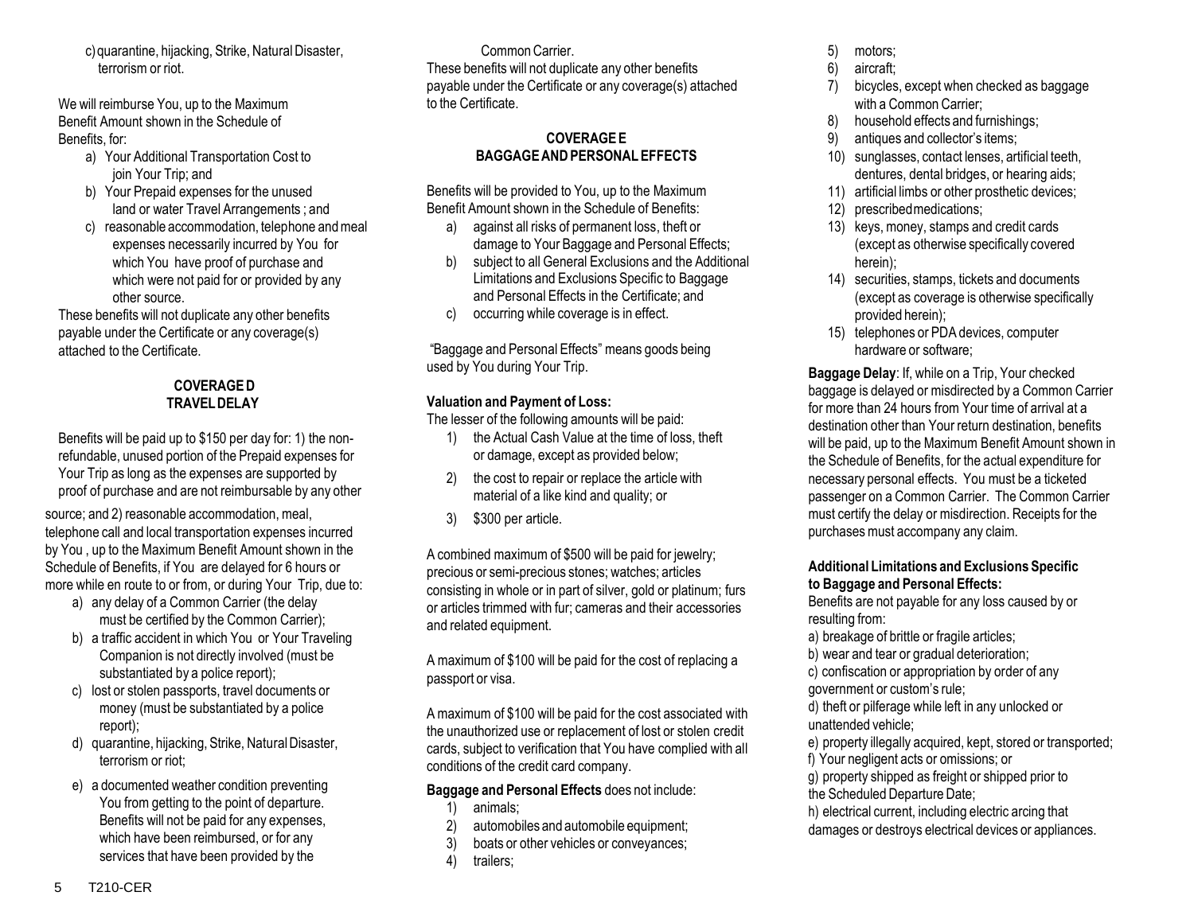c) quarantine, hijacking, Strike, Natural Disaster, terrorism or riot.

We will reimburse You, up to the Maximum Benefit Amount shown in the Schedule of Benefits, for:

a) Your Additional Transportation Cost to join Your Trip; and
b) Your Prepaid expenses for the unused land or water Travel Arrangements ; and
c) reasonable accommodation, telephone and meal expenses necessarily incurred by You for which You have proof of purchase and which were not paid for or provided by any other source.

These benefits will not duplicate any other benefits payable under the Certificate or any coverage(s) attached to the Certificate.

## COVERAGE D
## TRAVEL DELAY

Benefits will be paid up to $150 per day for: 1) the non-refundable, unused portion of the Prepaid expenses for Your Trip as long as the expenses are supported by proof of purchase and are not reimbursable by any other source; and 2) reasonable accommodation, meal, telephone call and local transportation expenses incurred by You , up to the Maximum Benefit Amount shown in the Schedule of Benefits, if You are delayed for 6 hours or more while en route to or from, or during Your Trip, due to:

a) any delay of a Common Carrier (the delay must be certified by the Common Carrier);
b) a traffic accident in which You or Your Traveling Companion is not directly involved (must be substantiated by a police report);
c) lost or stolen passports, travel documents or money (must be substantiated by a police report);
d) quarantine, hijacking, Strike, Natural Disaster, terrorism or riot;
e) a documented weather condition preventing You from getting to the point of departure. Benefits will not be paid for any expenses, which have been reimbursed, or for any services that have been provided by the Common Carrier.

These benefits will not duplicate any other benefits payable under the Certificate or any coverage(s) attached to the Certificate.

## COVERAGE E
## BAGGAGE AND PERSONAL EFFECTS

Benefits will be provided to You, up to the Maximum Benefit Amount shown in the Schedule of Benefits:

a) against all risks of permanent loss, theft or damage to Your Baggage and Personal Effects;
b) subject to all General Exclusions and the Additional Limitations and Exclusions Specific to Baggage and Personal Effects in the Certificate; and
c) occurring while coverage is in effect.

"Baggage and Personal Effects" means goods being used by You during Your Trip.

**Valuation and Payment of Loss:**
The lesser of the following amounts will be paid:

1) the Actual Cash Value at the time of loss, theft or damage, except as provided below;
2) the cost to repair or replace the article with material of a like kind and quality; or
3) $300 per article.

A combined maximum of $500 will be paid for jewelry; precious or semi-precious stones; watches; articles consisting in whole or in part of silver, gold or platinum; furs or articles trimmed with fur; cameras and their accessories and related equipment.

A maximum of $100 will be paid for the cost of replacing a passport or visa.

A maximum of $100 will be paid for the cost associated with the unauthorized use or replacement of lost or stolen credit cards, subject to verification that You have complied with all conditions of the credit card company.

**Baggage and Personal Effects** does not include:

1) animals;
2) automobiles and automobile equipment;
3) boats or other vehicles or conveyances;
4) trailers;
5) motors;
6) aircraft;
7) bicycles, except when checked as baggage with a Common Carrier;
8) household effects and furnishings;
9) antiques and collector's items;
10) sunglasses, contact lenses, artificial teeth, dentures, dental bridges, or hearing aids;
11) artificial limbs or other prosthetic devices;
12) prescribed medications;
13) keys, money, stamps and credit cards (except as otherwise specifically covered herein);
14) securities, stamps, tickets and documents (except as coverage is otherwise specifically provided herein);
15) telephones or PDA devices, computer hardware or software;

**Baggage Delay**: If, while on a Trip, Your checked baggage is delayed or misdirected by a Common Carrier for more than 24 hours from Your time of arrival at a destination other than Your return destination, benefits will be paid, up to the Maximum Benefit Amount shown in the Schedule of Benefits, for the actual expenditure for necessary personal effects. You must be a ticketed passenger on a Common Carrier. The Common Carrier must certify the delay or misdirection. Receipts for the purchases must accompany any claim.

**Additional Limitations and Exclusions Specific to Baggage and Personal Effects:**
Benefits are not payable for any loss caused by or resulting from:

a) breakage of brittle or fragile articles;
b) wear and tear or gradual deterioration;
c) confiscation or appropriation by order of any government or custom's rule;
d) theft or pilferage while left in any unlocked or unattended vehicle;
e) property illegally acquired, kept, stored or transported;
f) Your negligent acts or omissions; or
g) property shipped as freight or shipped prior to the Scheduled Departure Date;
h) electrical current, including electric arcing that damages or destroys electrical devices or appliances.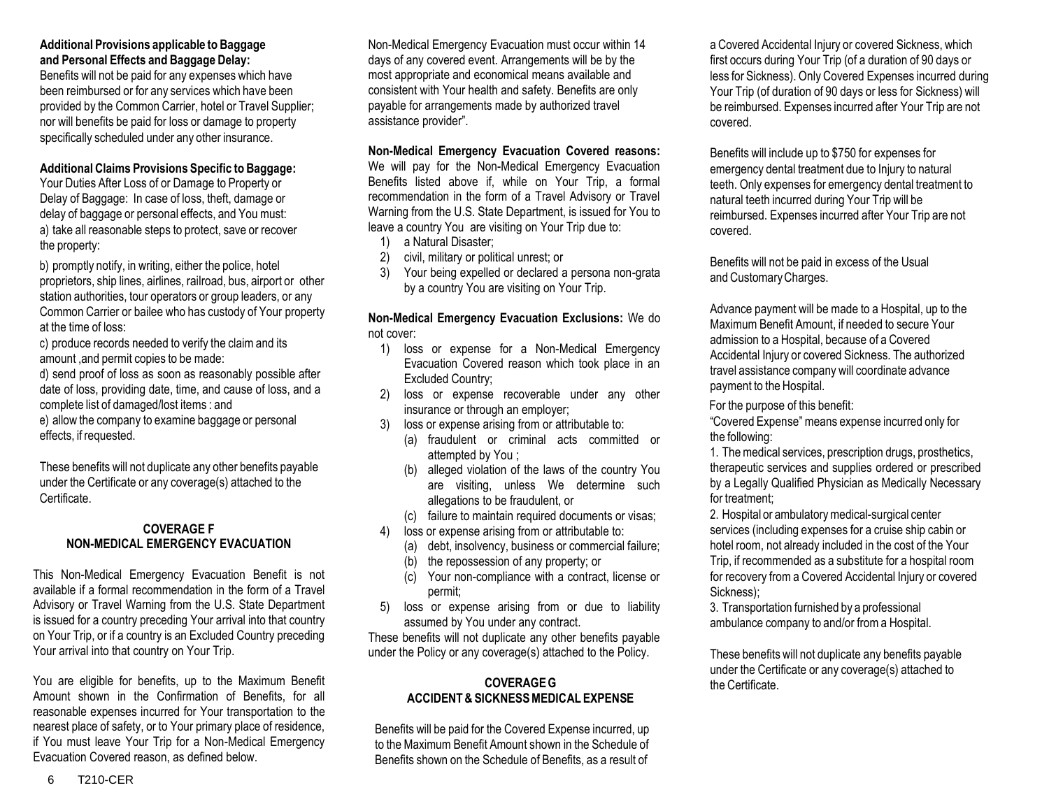**Additional Provisions applicable to Baggage and Personal Effects and Baggage Delay:**

Benefits will not be paid for any expenses which have been reimbursed or for any services which have been provided by the Common Carrier, hotel or Travel Supplier; nor will benefits be paid for loss or damage to property specifically scheduled under any other insurance.

**Additional Claims Provisions Specific to Baggage:**

Your Duties After Loss of or Damage to Property or Delay of Baggage: In case of loss, theft, damage or delay of baggage or personal effects, and You must:

a) take all reasonable steps to protect, save or recover the property:

b) promptly notify, in writing, either the police, hotel proprietors, ship lines, airlines, railroad, bus, airport or other station authorities, tour operators or group leaders, or any Common Carrier or bailee who has custody of Your property at the time of loss:

c) produce records needed to verify the claim and its amount ,and permit copies to be made:

d) send proof of loss as soon as reasonably possible after date of loss, providing date, time, and cause of loss, and a complete list of damaged/lost items : and

e) allow the company to examine baggage or personal effects, if requested.

These benefits will not duplicate any other benefits payable under the Certificate or any coverage(s) attached to the Certificate.

## COVERAGE F
## NON-MEDICAL EMERGENCY EVACUATION

This Non-Medical Emergency Evacuation Benefit is not available if a formal recommendation in the form of a Travel Advisory or Travel Warning from the U.S. State Department is issued for a country preceding Your arrival into that country on Your Trip, or if a country is an Excluded Country preceding Your arrival into that country on Your Trip.

You are eligible for benefits, up to the Maximum Benefit Amount shown in the Confirmation of Benefits, for all reasonable expenses incurred for Your transportation to the nearest place of safety, or to Your primary place of residence, if You must leave Your Trip for a Non-Medical Emergency Evacuation Covered reason, as defined below.

Non-Medical Emergency Evacuation must occur within 14 days of any covered event. Arrangements will be by the most appropriate and economical means available and consistent with Your health and safety. Benefits are only payable for arrangements made by authorized travel assistance provider".

**Non-Medical Emergency Evacuation Covered reasons:** We will pay for the Non-Medical Emergency Evacuation Benefits listed above if, while on Your Trip, a formal recommendation in the form of a Travel Advisory or Travel Warning from the U.S. State Department, is issued for You to leave a country You are visiting on Your Trip due to:

1) a Natural Disaster;
2) civil, military or political unrest; or
3) Your being expelled or declared a persona non-grata by a country You are visiting on Your Trip.

**Non-Medical Emergency Evacuation Exclusions:** We do not cover:

1) loss or expense for a Non-Medical Emergency Evacuation Covered reason which took place in an Excluded Country;
2) loss or expense recoverable under any other insurance or through an employer;
3) loss or expense arising from or attributable to:
   (a) fraudulent or criminal acts committed or attempted by You ;
   (b) alleged violation of the laws of the country You are visiting, unless We determine such allegations to be fraudulent, or
   (c) failure to maintain required documents or visas;
4) loss or expense arising from or attributable to:
   (a) debt, insolvency, business or commercial failure;
   (b) the repossession of any property; or
   (c) Your non-compliance with a contract, license or permit;
5) loss or expense arising from or due to liability assumed by You under any contract.

These benefits will not duplicate any other benefits payable under the Policy or any coverage(s) attached to the Policy.

## COVERAGE G
## ACCIDENT & SICKNESS MEDICAL EXPENSE

Benefits will be paid for the Covered Expense incurred, up to the Maximum Benefit Amount shown in the Schedule of Benefits shown on the Schedule of Benefits, as a result of a Covered Accidental Injury or covered Sickness, which first occurs during Your Trip (of a duration of 90 days or less for Sickness). Only Covered Expenses incurred during Your Trip (of duration of 90 days or less for Sickness) will be reimbursed. Expenses incurred after Your Trip are not covered.

Benefits will include up to $750 for expenses for emergency dental treatment due to Injury to natural teeth. Only expenses for emergency dental treatment to natural teeth incurred during Your Trip will be reimbursed. Expenses incurred after Your Trip are not covered.

Benefits will not be paid in excess of the Usual and Customary Charges.

Advance payment will be made to a Hospital, up to the Maximum Benefit Amount, if needed to secure Your admission to a Hospital, because of a Covered Accidental Injury or covered Sickness. The authorized travel assistance company will coordinate advance payment to the Hospital.

For the purpose of this benefit:

"Covered Expense" means expense incurred only for the following:

1. The medical services, prescription drugs, prosthetics, therapeutic services and supplies ordered or prescribed by a Legally Qualified Physician as Medically Necessary for treatment;
2. Hospital or ambulatory medical-surgical center services (including expenses for a cruise ship cabin or hotel room, not already included in the cost of the Your Trip, if recommended as a substitute for a hospital room for recovery from a Covered Accidental Injury or covered Sickness);
3. Transportation furnished by a professional ambulance company to and/or from a Hospital.

These benefits will not duplicate any benefits payable under the Certificate or any coverage(s) attached to the Certificate.

T210-CER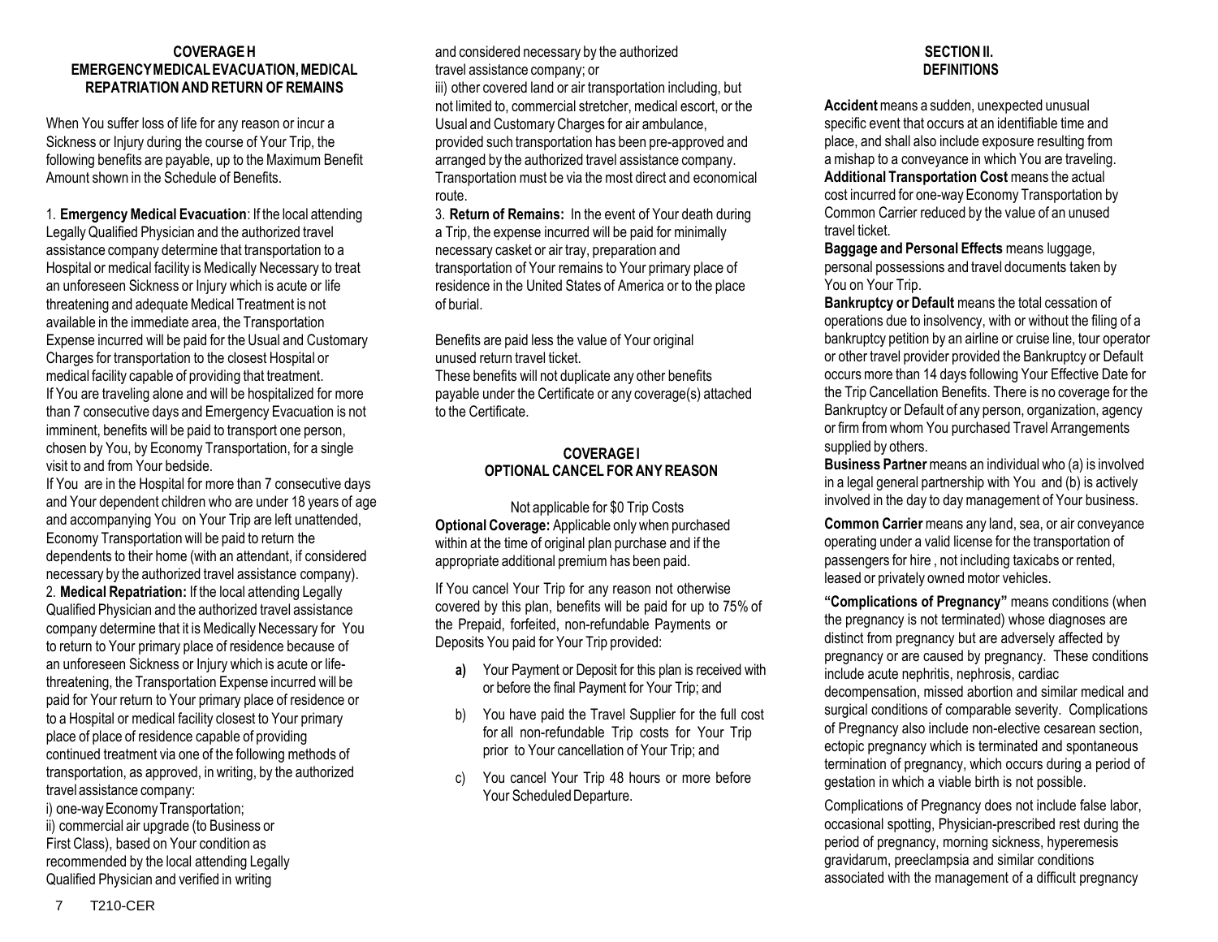## COVERAGE H
## EMERGENCY MEDICAL EVACUATION, MEDICAL REPATRIATION AND RETURN OF REMAINS

When You suffer loss of life for any reason or incur a Sickness or Injury during the course of Your Trip, the following benefits are payable, up to the Maximum Benefit Amount shown in the Schedule of Benefits.

1. **Emergency Medical Evacuation**: If the local attending Legally Qualified Physician and the authorized travel assistance company determine that transportation to a Hospital or medical facility is Medically Necessary to treat an unforeseen Sickness or Injury which is acute or life threatening and adequate Medical Treatment is not available in the immediate area, the Transportation Expense incurred will be paid for the Usual and Customary Charges for transportation to the closest Hospital or medical facility capable of providing that treatment. If You are traveling alone and will be hospitalized for more than 7 consecutive days and Emergency Evacuation is not imminent, benefits will be paid to transport one person, chosen by You, by Economy Transportation, for a single visit to and from Your bedside.
If You are in the Hospital for more than 7 consecutive days and Your dependent children who are under 18 years of age and accompanying You on Your Trip are left unattended, Economy Transportation will be paid to return the dependents to their home (with an attendant, if considered necessary by the authorized travel assistance company).
2. **Medical Repatriation:** If the local attending Legally Qualified Physician and the authorized travel assistance company determine that it is Medically Necessary for You to return to Your primary place of residence because of an unforeseen Sickness or Injury which is acute or life-threatening, the Transportation Expense incurred will be paid for Your return to Your primary place of residence or to a Hospital or medical facility closest to Your primary place of place of residence capable of providing continued treatment via one of the following methods of transportation, as approved, in writing, by the authorized travel assistance company:
i) one-way Economy Transportation;
ii) commercial air upgrade (to Business or First Class), based on Your condition as recommended by the local attending Legally Qualified Physician and verified in writing and considered necessary by the authorized travel assistance company; or
iii) other covered land or air transportation including, but not limited to, commercial stretcher, medical escort, or the Usual and Customary Charges for air ambulance, provided such transportation has been pre-approved and arranged by the authorized travel assistance company. Transportation must be via the most direct and economical route.
3. **Return of Remains:** In the event of Your death during a Trip, the expense incurred will be paid for minimally necessary casket or air tray, preparation and transportation of Your remains to Your primary place of residence in the United States of America or to the place of burial.

Benefits are paid less the value of Your original unused return travel ticket.
These benefits will not duplicate any other benefits payable under the Certificate or any coverage(s) attached to the Certificate.

## COVERAGE I
## OPTIONAL CANCEL FOR ANY REASON

Not applicable for $0 Trip Costs

**Optional Coverage:** Applicable only when purchased within at the time of original plan purchase and if the appropriate additional premium has been paid.

If You cancel Your Trip for any reason not otherwise covered by this plan, benefits will be paid for up to 75% of the Prepaid, forfeited, non-refundable Payments or Deposits You paid for Your Trip provided:

- **a)** Your Payment or Deposit for this plan is received with or before the final Payment for Your Trip; and
- b) You have paid the Travel Supplier for the full cost for all non-refundable Trip costs for Your Trip prior to Your cancellation of Your Trip; and
- c) You cancel Your Trip 48 hours or more before Your Scheduled Departure.

## SECTION II.
## DEFINITIONS

**Accident** means a sudden, unexpected unusual specific event that occurs at an identifiable time and place, and shall also include exposure resulting from a mishap to a conveyance in which You are traveling.
**Additional Transportation Cost** means the actual cost incurred for one-way Economy Transportation by Common Carrier reduced by the value of an unused travel ticket.
**Baggage and Personal Effects** means luggage, personal possessions and travel documents taken by You on Your Trip.
**Bankruptcy or Default** means the total cessation of operations due to insolvency, with or without the filing of a bankruptcy petition by an airline or cruise line, tour operator or other travel provider provided the Bankruptcy or Default occurs more than 14 days following Your Effective Date for the Trip Cancellation Benefits. There is no coverage for the Bankruptcy or Default of any person, organization, agency or firm from whom You purchased Travel Arrangements supplied by others.
**Business Partner** means an individual who (a) is involved in a legal general partnership with You and (b) is actively involved in the day to day management of Your business.

**Common Carrier** means any land, sea, or air conveyance operating under a valid license for the transportation of passengers for hire , not including taxicabs or rented, leased or privately owned motor vehicles.

**"Complications of Pregnancy"** means conditions (when the pregnancy is not terminated) whose diagnoses are distinct from pregnancy but are adversely affected by pregnancy or are caused by pregnancy. These conditions include acute nephritis, nephrosis, cardiac decompensation, missed abortion and similar medical and surgical conditions of comparable severity. Complications of Pregnancy also include non-elective cesarean section, ectopic pregnancy which is terminated and spontaneous termination of pregnancy, which occurs during a period of gestation in which a viable birth is not possible.

Complications of Pregnancy does not include false labor, occasional spotting, Physician-prescribed rest during the period of pregnancy, morning sickness, hyperemesis gravidarum, preeclampsia and similar conditions associated with the management of a difficult pregnancy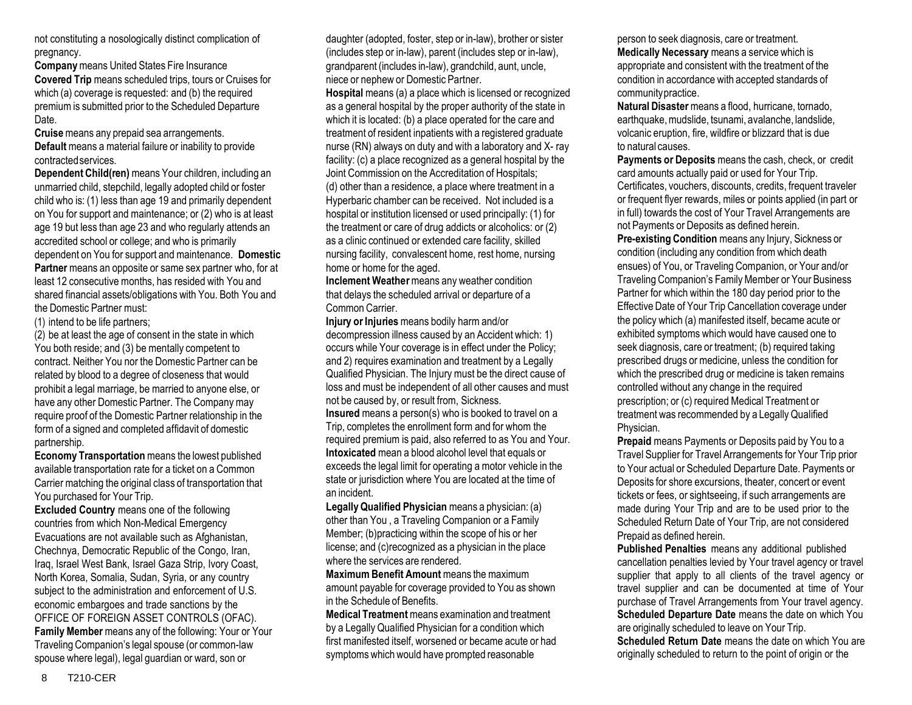not constituting a nosologically distinct complication of pregnancy.

**Company** means United States Fire Insurance

**Covered Trip** means scheduled trips, tours or Cruises for which (a) coverage is requested: and (b) the required premium is submitted prior to the Scheduled Departure Date.

**Cruise** means any prepaid sea arrangements.

**Default** means a material failure or inability to provide contracted services.

**Dependent Child(ren)** means Your children, including an unmarried child, stepchild, legally adopted child or foster child who is: (1) less than age 19 and primarily dependent on You for support and maintenance; or (2) who is at least age 19 but less than age 23 and who regularly attends an accredited school or college; and who is primarily dependent on You for support and maintenance.

**Domestic Partner** means an opposite or same sex partner who, for at least 12 consecutive months, has resided with You and shared financial assets/obligations with You. Both You and the Domestic Partner must:

(1) intend to be life partners;

(2) be at least the age of consent in the state in which You both reside; and (3) be mentally competent to contract. Neither You nor the Domestic Partner can be related by blood to a degree of closeness that would prohibit a legal marriage, be married to anyone else, or have any other Domestic Partner. The Company may require proof of the Domestic Partner relationship in the form of a signed and completed affidavit of domestic partnership.

**Economy Transportation** means the lowest published available transportation rate for a ticket on a Common Carrier matching the original class of transportation that You purchased for Your Trip.

**Excluded Country** means one of the following countries from which Non-Medical Emergency Evacuations are not available such as Afghanistan, Chechnya, Democratic Republic of the Congo, Iran, Iraq, Israel West Bank, Israel Gaza Strip, Ivory Coast, North Korea, Somalia, Sudan, Syria, or any country subject to the administration and enforcement of U.S. economic embargoes and trade sanctions by the OFFICE OF FOREIGN ASSET CONTROLS (OFAC).

**Family Member** means any of the following: Your or Your Traveling Companion's legal spouse (or common-law spouse where legal), legal guardian or ward, son or daughter (adopted, foster, step or in-law), brother or sister (includes step or in-law), parent (includes step or in-law), grandparent (includes in-law), grandchild, aunt, uncle, niece or nephew or Domestic Partner.

**Hospital** means (a) a place which is licensed or recognized as a general hospital by the proper authority of the state in which it is located: (b) a place operated for the care and treatment of resident inpatients with a registered graduate nurse (RN) always on duty and with a laboratory and X- ray facility: (c) a place recognized as a general hospital by the Joint Commission on the Accreditation of Hospitals; (d) other than a residence, a place where treatment in a Hyperbaric chamber can be received. Not included is a hospital or institution licensed or used principally: (1) for the treatment or care of drug addicts or alcoholics: or (2) as a clinic continued or extended care facility, skilled nursing facility, convalescent home, rest home, nursing home or home for the aged.

**Inclement Weather** means any weather condition that delays the scheduled arrival or departure of a Common Carrier.

**Injury or Injuries** means bodily harm and/or decompression illness caused by an Accident which: 1) occurs while Your coverage is in effect under the Policy; and 2) requires examination and treatment by a Legally Qualified Physician. The Injury must be the direct cause of loss and must be independent of all other causes and must not be caused by, or result from, Sickness.

**Insured** means a person(s) who is booked to travel on a Trip, completes the enrollment form and for whom the required premium is paid, also referred to as You and Your.

**Intoxicated** mean a blood alcohol level that equals or exceeds the legal limit for operating a motor vehicle in the state or jurisdiction where You are located at the time of an incident.

**Legally Qualified Physician** means a physician: (a) other than You , a Traveling Companion or a Family Member; (b)practicing within the scope of his or her license; and (c)recognized as a physician in the place where the services are rendered.

**Maximum Benefit Amount** means the maximum amount payable for coverage provided to You as shown in the Schedule of Benefits.

**Medical Treatment** means examination and treatment by a Legally Qualified Physician for a condition which first manifested itself, worsened or became acute or had symptoms which would have prompted reasonable person to seek diagnosis, care or treatment.

**Medically Necessary** means a service which is appropriate and consistent with the treatment of the condition in accordance with accepted standards of community practice.

**Natural Disaster** means a flood, hurricane, tornado, earthquake, mudslide, tsunami, avalanche, landslide, volcanic eruption, fire, wildfire or blizzard that is due to natural causes.

**Payments or Deposits** means the cash, check, or credit card amounts actually paid or used for Your Trip. Certificates, vouchers, discounts, credits, frequent traveler or frequent flyer rewards, miles or points applied (in part or in full) towards the cost of Your Travel Arrangements are not Payments or Deposits as defined herein.

**Pre-existing Condition** means any Injury, Sickness or condition (including any condition from which death ensues) of You, or Traveling Companion, or Your and/or Traveling Companion's Family Member or Your Business Partner for which within the 180 day period prior to the Effective Date of Your Trip Cancellation coverage under the policy which (a) manifested itself, became acute or exhibited symptoms which would have caused one to seek diagnosis, care or treatment; (b) required taking prescribed drugs or medicine, unless the condition for which the prescribed drug or medicine is taken remains controlled without any change in the required prescription; or (c) required Medical Treatment or treatment was recommended by a Legally Qualified Physician.

**Prepaid** means Payments or Deposits paid by You to a Travel Supplier for Travel Arrangements for Your Trip prior to Your actual or Scheduled Departure Date. Payments or Deposits for shore excursions, theater, concert or event tickets or fees, or sightseeing, if such arrangements are made during Your Trip and are to be used prior to the Scheduled Return Date of Your Trip, are not considered Prepaid as defined herein.

**Published Penalties** means any additional published cancellation penalties levied by Your travel agency or travel supplier that apply to all clients of the travel agency or travel supplier and can be documented at time of Your purchase of Travel Arrangements from Your travel agency.

**Scheduled Departure Date** means the date on which You are originally scheduled to leave on Your Trip.

**Scheduled Return Date** means the date on which You are originally scheduled to return to the point of origin or the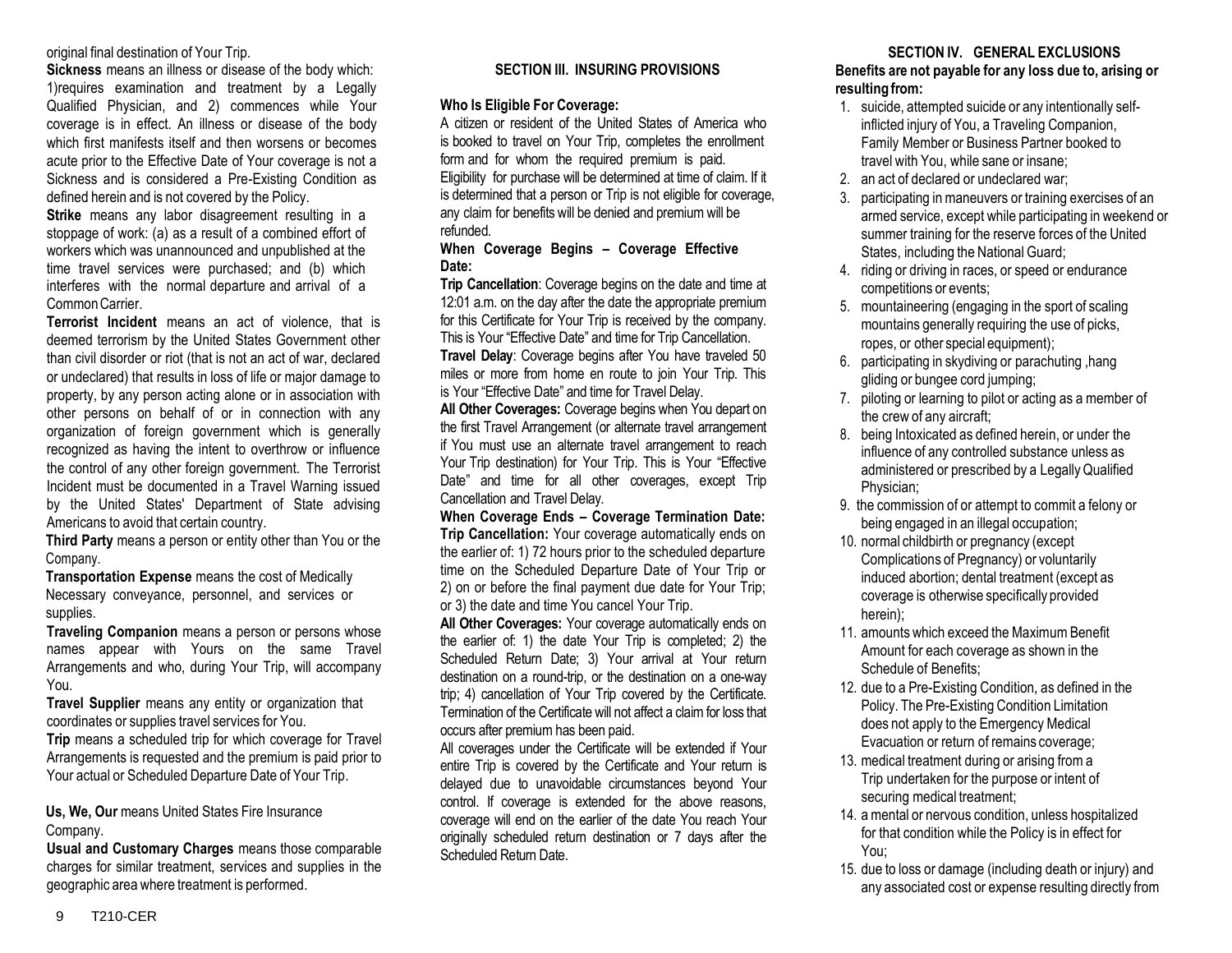original final destination of Your Trip.

**Sickness** means an illness or disease of the body which: 1)requires examination and treatment by a Legally Qualified Physician, and 2) commences while Your coverage is in effect. An illness or disease of the body which first manifests itself and then worsens or becomes acute prior to the Effective Date of Your coverage is not a Sickness and is considered a Pre-Existing Condition as defined herein and is not covered by the Policy.

**Strike** means any labor disagreement resulting in a stoppage of work: (a) as a result of a combined effort of workers which was unannounced and unpublished at the time travel services were purchased; and (b) which interferes with the normal departure and arrival of a Common Carrier.

**Terrorist Incident** means an act of violence, that is deemed terrorism by the United States Government other than civil disorder or riot (that is not an act of war, declared or undeclared) that results in loss of life or major damage to property, by any person acting alone or in association with other persons on behalf of or in connection with any organization of foreign government which is generally recognized as having the intent to overthrow or influence the control of any other foreign government. The Terrorist Incident must be documented in a Travel Warning issued by the United States' Department of State advising Americans to avoid that certain country.

**Third Party** means a person or entity other than You or the Company.

**Transportation Expense** means the cost of Medically Necessary conveyance, personnel, and services or supplies.

**Traveling Companion** means a person or persons whose names appear with Yours on the same Travel Arrangements and who, during Your Trip, will accompany You.

**Travel Supplier** means any entity or organization that coordinates or supplies travel services for You.

**Trip** means a scheduled trip for which coverage for Travel Arrangements is requested and the premium is paid prior to Your actual or Scheduled Departure Date of Your Trip.

**Us, We, Our** means United States Fire Insurance Company.

**Usual and Customary Charges** means those comparable charges for similar treatment, services and supplies in the geographic area where treatment is performed.

## SECTION III. INSURING PROVISIONS

**Who Is Eligible For Coverage:**

A citizen or resident of the United States of America who is booked to travel on Your Trip, completes the enrollment form and for whom the required premium is paid. Eligibility for purchase will be determined at time of claim. If it is determined that a person or Trip is not eligible for coverage, any claim for benefits will be denied and premium will be refunded.

**When Coverage Begins – Coverage Effective Date:**

**Trip Cancellation**: Coverage begins on the date and time at 12:01 a.m. on the day after the date the appropriate premium for this Certificate for Your Trip is received by the company. This is Your "Effective Date" and time for Trip Cancellation.

**Travel Delay**: Coverage begins after You have traveled 50 miles or more from home en route to join Your Trip. This is Your "Effective Date" and time for Travel Delay.

**All Other Coverages:** Coverage begins when You depart on the first Travel Arrangement (or alternate travel arrangement if You must use an alternate travel arrangement to reach Your Trip destination) for Your Trip. This is Your "Effective Date" and time for all other coverages, except Trip Cancellation and Travel Delay.

**When Coverage Ends – Coverage Termination Date:**

**Trip Cancellation:** Your coverage automatically ends on the earlier of: 1) 72 hours prior to the scheduled departure time on the Scheduled Departure Date of Your Trip or 2) on or before the final payment due date for Your Trip; or 3) the date and time You cancel Your Trip.

**All Other Coverages:** Your coverage automatically ends on the earlier of: 1) the date Your Trip is completed; 2) the Scheduled Return Date; 3) Your arrival at Your return destination on a round-trip, or the destination on a one-way trip; 4) cancellation of Your Trip covered by the Certificate. Termination of the Certificate will not affect a claim for loss that occurs after premium has been paid.

All coverages under the Certificate will be extended if Your entire Trip is covered by the Certificate and Your return is delayed due to unavoidable circumstances beyond Your control. If coverage is extended for the above reasons, coverage will end on the earlier of the date You reach Your originally scheduled return destination or 7 days after the Scheduled Return Date.

## SECTION IV. GENERAL EXCLUSIONS

**Benefits are not payable for any loss due to, arising or resulting from:**

1. suicide, attempted suicide or any intentionally self-inflicted injury of You, a Traveling Companion, Family Member or Business Partner booked to travel with You, while sane or insane;
2. an act of declared or undeclared war;
3. participating in maneuvers or training exercises of an armed service, except while participating in weekend or summer training for the reserve forces of the United States, including the National Guard;
4. riding or driving in races, or speed or endurance competitions or events;
5. mountaineering (engaging in the sport of scaling mountains generally requiring the use of picks, ropes, or other special equipment);
6. participating in skydiving or parachuting ,hang gliding or bungee cord jumping;
7. piloting or learning to pilot or acting as a member of the crew of any aircraft;
8. being Intoxicated as defined herein, or under the influence of any controlled substance unless as administered or prescribed by a Legally Qualified Physician;
9. the commission of or attempt to commit a felony or being engaged in an illegal occupation;
10. normal childbirth or pregnancy (except Complications of Pregnancy) or voluntarily induced abortion; dental treatment (except as coverage is otherwise specifically provided herein);
11. amounts which exceed the Maximum Benefit Amount for each coverage as shown in the Schedule of Benefits;
12. due to a Pre-Existing Condition, as defined in the Policy. The Pre-Existing Condition Limitation does not apply to the Emergency Medical Evacuation or return of remains coverage;
13. medical treatment during or arising from a Trip undertaken for the purpose or intent of securing medical treatment;
14. a mental or nervous condition, unless hospitalized for that condition while the Policy is in effect for You;
15. due to loss or damage (including death or injury) and any associated cost or expense resulting directly from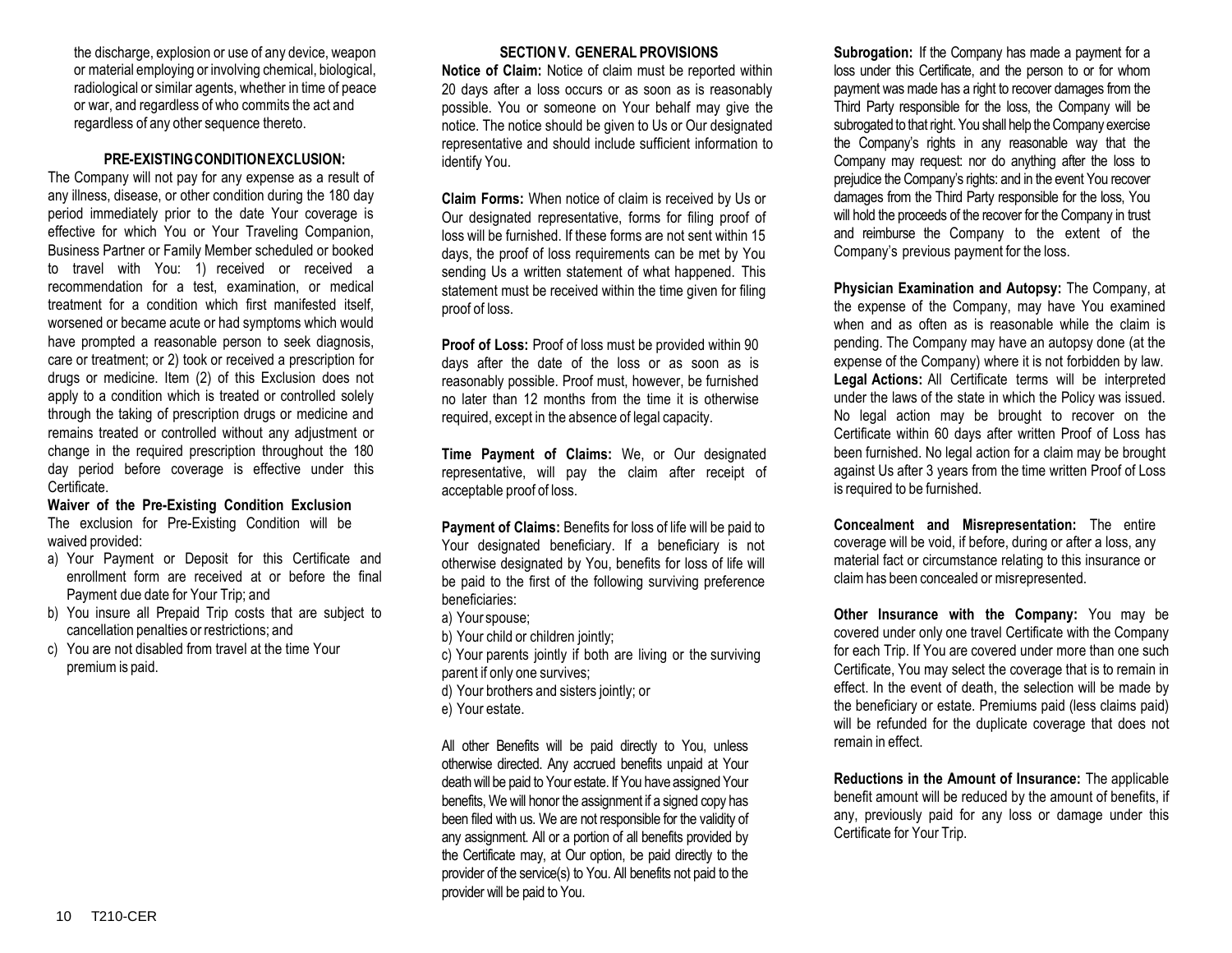the discharge, explosion or use of any device, weapon or material employing or involving chemical, biological, radiological or similar agents, whether in time of peace or war, and regardless of who commits the act and regardless of any other sequence thereto.

### PRE-EXISTING CONDITION EXCLUSION:

The Company will not pay for any expense as a result of any illness, disease, or other condition during the 180 day period immediately prior to the date Your coverage is effective for which You or Your Traveling Companion, Business Partner or Family Member scheduled or booked to travel with You: 1) received or received a recommendation for a test, examination, or medical treatment for a condition which first manifested itself, worsened or became acute or had symptoms which would have prompted a reasonable person to seek diagnosis, care or treatment; or 2) took or received a prescription for drugs or medicine. Item (2) of this Exclusion does not apply to a condition which is treated or controlled solely through the taking of prescription drugs or medicine and remains treated or controlled without any adjustment or change in the required prescription throughout the 180 day period before coverage is effective under this Certificate.

**Waiver of the Pre-Existing Condition Exclusion**

The exclusion for Pre-Existing Condition will be waived provided:

a) Your Payment or Deposit for this Certificate and enrollment form are received at or before the final Payment due date for Your Trip; and
b) You insure all Prepaid Trip costs that are subject to cancellation penalties or restrictions; and
c) You are not disabled from travel at the time Your premium is paid.

### SECTION V. GENERAL PROVISIONS

**Notice of Claim:** Notice of claim must be reported within 20 days after a loss occurs or as soon as is reasonably possible. You or someone on Your behalf may give the notice. The notice should be given to Us or Our designated representative and should include sufficient information to identify You.

**Claim Forms:** When notice of claim is received by Us or Our designated representative, forms for filing proof of loss will be furnished. If these forms are not sent within 15 days, the proof of loss requirements can be met by You sending Us a written statement of what happened. This statement must be received within the time given for filing proof of loss.

**Proof of Loss:** Proof of loss must be provided within 90 days after the date of the loss or as soon as is reasonably possible. Proof must, however, be furnished no later than 12 months from the time it is otherwise required, except in the absence of legal capacity.

**Time Payment of Claims:** We, or Our designated representative, will pay the claim after receipt of acceptable proof of loss.

**Payment of Claims:** Benefits for loss of life will be paid to Your designated beneficiary. If a beneficiary is not otherwise designated by You, benefits for loss of life will be paid to the first of the following surviving preference beneficiaries:

a) Your spouse;
b) Your child or children jointly;
c) Your parents jointly if both are living or the surviving parent if only one survives;
d) Your brothers and sisters jointly; or
e) Your estate.

All other Benefits will be paid directly to You, unless otherwise directed. Any accrued benefits unpaid at Your death will be paid to Your estate. If You have assigned Your benefits, We will honor the assignment if a signed copy has been filed with us. We are not responsible for the validity of any assignment. All or a portion of all benefits provided by the Certificate may, at Our option, be paid directly to the provider of the service(s) to You. All benefits not paid to the provider will be paid to You.

**Subrogation:** If the Company has made a payment for a loss under this Certificate, and the person to or for whom payment was made has a right to recover damages from the Third Party responsible for the loss, the Company will be subrogated to that right. You shall help the Company exercise the Company's rights in any reasonable way that the Company may request: nor do anything after the loss to prejudice the Company's rights: and in the event You recover damages from the Third Party responsible for the loss, You will hold the proceeds of the recover for the Company in trust and reimburse the Company to the extent of the Company's previous payment for the loss.

**Physician Examination and Autopsy:** The Company, at the expense of the Company, may have You examined when and as often as is reasonable while the claim is pending. The Company may have an autopsy done (at the expense of the Company) where it is not forbidden by law.

**Legal Actions:** All Certificate terms will be interpreted under the laws of the state in which the Policy was issued. No legal action may be brought to recover on the Certificate within 60 days after written Proof of Loss has been furnished. No legal action for a claim may be brought against Us after 3 years from the time written Proof of Loss is required to be furnished.

**Concealment and Misrepresentation:** The entire coverage will be void, if before, during or after a loss, any material fact or circumstance relating to this insurance or claim has been concealed or misrepresented.

**Other Insurance with the Company:** You may be covered under only one travel Certificate with the Company for each Trip. If You are covered under more than one such Certificate, You may select the coverage that is to remain in effect. In the event of death, the selection will be made by the beneficiary or estate. Premiums paid (less claims paid) will be refunded for the duplicate coverage that does not remain in effect.

**Reductions in the Amount of Insurance:** The applicable benefit amount will be reduced by the amount of benefits, if any, previously paid for any loss or damage under this Certificate for Your Trip.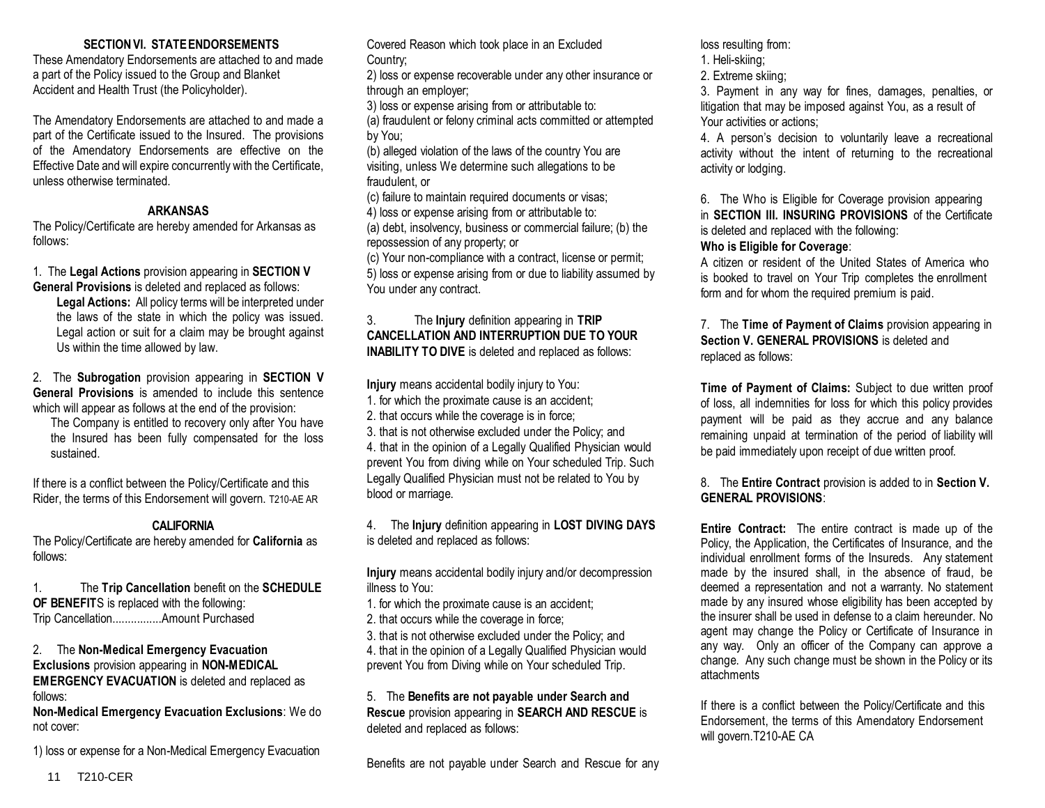## SECTION VI. STATE ENDORSEMENTS

These Amendatory Endorsements are attached to and made a part of the Policy issued to the Group and Blanket Accident and Health Trust (the Policyholder).

The Amendatory Endorsements are attached to and made a part of the Certificate issued to the Insured. The provisions of the Amendatory Endorsements are effective on the Effective Date and will expire concurrently with the Certificate, unless otherwise terminated.

### ARKANSAS

The Policy/Certificate are hereby amended for Arkansas as follows:

1. The **Legal Actions** provision appearing in **SECTION V General Provisions** is deleted and replaced as follows:

   **Legal Actions:** All policy terms will be interpreted under the laws of the state in which the policy was issued. Legal action or suit for a claim may be brought against Us within the time allowed by law.

2. The **Subrogation** provision appearing in **SECTION V General Provisions** is amended to include this sentence which will appear as follows at the end of the provision:

   The Company is entitled to recovery only after You have the Insured has been fully compensated for the loss sustained.

If there is a conflict between the Policy/Certificate and this Rider, the terms of this Endorsement will govern. T210-AE AR

### CALIFORNIA

The Policy/Certificate are hereby amended for **California** as follows:

1. The **Trip Cancellation** benefit on the **SCHEDULE OF BENEFIT**S is replaced with the following:
   Trip Cancellation................Amount Purchased

2. The **Non-Medical Emergency Evacuation Exclusions** provision appearing in **NON-MEDICAL EMERGENCY EVACUATION** is deleted and replaced as follows:

**Non-Medical Emergency Evacuation Exclusions**: We do not cover:

1) loss or expense for a Non-Medical Emergency Evacuation Covered Reason which took place in an Excluded Country;
2) loss or expense recoverable under any other insurance or through an employer;
3) loss or expense arising from or attributable to:
(a) fraudulent or felony criminal acts committed or attempted by You;
(b) alleged violation of the laws of the country You are visiting, unless We determine such allegations to be fraudulent, or
(c) failure to maintain required documents or visas;
4) loss or expense arising from or attributable to:
(a) debt, insolvency, business or commercial failure; (b) the repossession of any property; or
(c) Your non-compliance with a contract, license or permit;
5) loss or expense arising from or due to liability assumed by You under any contract.

3. The **Injury** definition appearing in **TRIP CANCELLATION AND INTERRUPTION DUE TO YOUR INABILITY TO DIVE** is deleted and replaced as follows:

**Injury** means accidental bodily injury to You:
1. for which the proximate cause is an accident;
2. that occurs while the coverage is in force;
3. that is not otherwise excluded under the Policy; and
4. that in the opinion of a Legally Qualified Physician would prevent You from diving while on Your scheduled Trip. Such Legally Qualified Physician must not be related to You by blood or marriage.

4. The **Injury** definition appearing in **LOST DIVING DAYS** is deleted and replaced as follows:

**Injury** means accidental bodily injury and/or decompression illness to You:
1. for which the proximate cause is an accident;
2. that occurs while the coverage in force;
3. that is not otherwise excluded under the Policy; and
4. that in the opinion of a Legally Qualified Physician would prevent You from Diving while on Your scheduled Trip.

5. The **Benefits are not payable under Search and Rescue** provision appearing in **SEARCH AND RESCUE** is deleted and replaced as follows:

Benefits are not payable under Search and Rescue for any loss resulting from:
1. Heli-skiing;
2. Extreme skiing;
3. Payment in any way for fines, damages, penalties, or litigation that may be imposed against You, as a result of Your activities or actions;
4. A person's decision to voluntarily leave a recreational activity without the intent of returning to the recreational activity or lodging.

6. The Who is Eligible for Coverage provision appearing in **SECTION III. INSURING PROVISIONS** of the Certificate is deleted and replaced with the following:

**Who is Eligible for Coverage**:
A citizen or resident of the United States of America who is booked to travel on Your Trip completes the enrollment form and for whom the required premium is paid.

7. The **Time of Payment of Claims** provision appearing in **Section V. GENERAL PROVISIONS** is deleted and replaced as follows:

**Time of Payment of Claims:** Subject to due written proof of loss, all indemnities for loss for which this policy provides payment will be paid as they accrue and any balance remaining unpaid at termination of the period of liability will be paid immediately upon receipt of due written proof.

8. The **Entire Contract** provision is added to in **Section V. GENERAL PROVISIONS**:

**Entire Contract:** The entire contract is made up of the Policy, the Application, the Certificates of Insurance, and the individual enrollment forms of the Insureds. Any statement made by the insured shall, in the absence of fraud, be deemed a representation and not a warranty. No statement made by any insured whose eligibility has been accepted by the insurer shall be used in defense to a claim hereunder. No agent may change the Policy or Certificate of Insurance in any way. Only an officer of the Company can approve a change. Any such change must be shown in the Policy or its attachments

If there is a conflict between the Policy/Certificate and this Endorsement, the terms of this Amendatory Endorsement will govern.T210-AE CA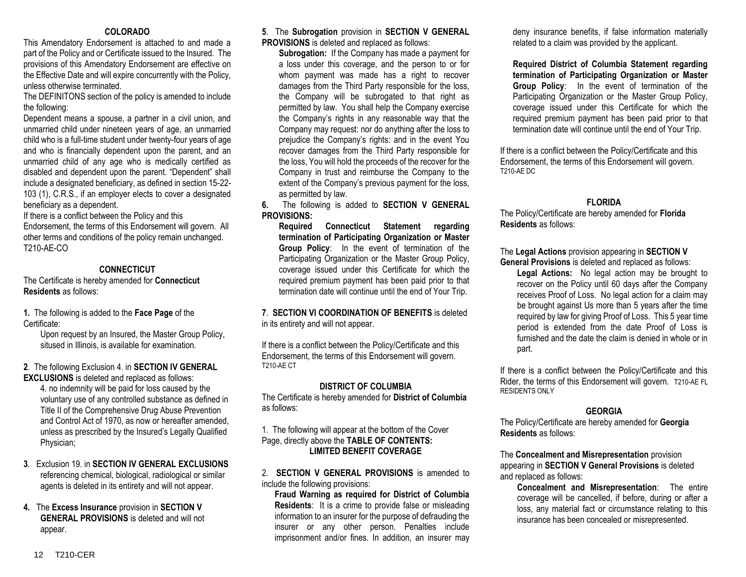## COLORADO

This Amendatory Endorsement is attached to and made a part of the Policy and or Certificate issued to the Insured. The provisions of this Amendatory Endorsement are effective on the Effective Date and will expire concurrently with the Policy, unless otherwise terminated.

The DEFINITONS section of the policy is amended to include the following:

Dependent means a spouse, a partner in a civil union, and unmarried child under nineteen years of age, an unmarried child who is a full-time student under twenty-four years of age and who is financially dependent upon the parent, and an unmarried child of any age who is medically certified as disabled and dependent upon the parent. "Dependent" shall include a designated beneficiary, as defined in section 15-22-103 (1), C.R.S., if an employer elects to cover a designated beneficiary as a dependent.

If there is a conflict between the Policy and this Endorsement, the terms of this Endorsement will govern. All other terms and conditions of the policy remain unchanged.
T210-AE-CO

## CONNECTICUT

The Certificate is hereby amended for **Connecticut Residents** as follows:

**1.** The following is added to the **Face Page** of the Certificate:

Upon request by an Insured, the Master Group Policy, sitused in Illinois, is available for examination.

**2**. The following Exclusion 4. in **SECTION IV GENERAL EXCLUSIONS** is deleted and replaced as follows:

4. no indemnity will be paid for loss caused by the voluntary use of any controlled substance as defined in Title II of the Comprehensive Drug Abuse Prevention and Control Act of 1970, as now or hereafter amended, unless as prescribed by the Insured's Legally Qualified Physician;

**3**. Exclusion 19. in **SECTION IV GENERAL EXCLUSIONS** referencing chemical, biological, radiological or similar agents is deleted in its entirety and will not appear.

**4.** The **Excess Insurance** provision in **SECTION V GENERAL PROVISIONS** is deleted and will not appear.

**5**. The **Subrogation** provision in **SECTION V GENERAL PROVISIONS** is deleted and replaced as follows:

**Subrogation:** If the Company has made a payment for a loss under this coverage, and the person to or for whom payment was made has a right to recover damages from the Third Party responsible for the loss, the Company will be subrogated to that right as permitted by law. You shall help the Company exercise the Company's rights in any reasonable way that the Company may request: nor do anything after the loss to prejudice the Company's rights: and in the event You recover damages from the Third Party responsible for the loss, You will hold the proceeds of the recover for the Company in trust and reimburse the Company to the extent of the Company's previous payment for the loss, as permitted by law.

**6.** The following is added to **SECTION V GENERAL PROVISIONS:**

**Required Connecticut Statement regarding termination of Participating Organization or Master Group Policy**: In the event of termination of the Participating Organization or the Master Group Policy, coverage issued under this Certificate for which the required premium payment has been paid prior to that termination date will continue until the end of Your Trip.

**7**. **SECTION VI COORDINATION OF BENEFITS** is deleted in its entirety and will not appear.

If there is a conflict between the Policy/Certificate and this Endorsement, the terms of this Endorsement will govern.
T210-AE CT

## DISTRICT OF COLUMBIA

The Certificate is hereby amended for **District of Columbia** as follows:

1. The following will appear at the bottom of the Cover Page, directly above the **TABLE OF CONTENTS:**

**LIMITED BENEFIT COVERAGE**

2. **SECTION V GENERAL PROVISIONS** is amended to include the following provisions:

**Fraud Warning as required for District of Columbia Residents**: It is a crime to provide false or misleading information to an insurer for the purpose of defrauding the insurer or any other person. Penalties include imprisonment and/or fines. In addition, an insurer may deny insurance benefits, if false information materially related to a claim was provided by the applicant.

**Required District of Columbia Statement regarding termination of Participating Organization or Master Group Policy**: In the event of termination of the Participating Organization or the Master Group Policy, coverage issued under this Certificate for which the required premium payment has been paid prior to that termination date will continue until the end of Your Trip.

If there is a conflict between the Policy/Certificate and this Endorsement, the terms of this Endorsement will govern.
T210-AE DC

## FLORIDA

The Policy/Certificate are hereby amended for **Florida Residents** as follows:

The **Legal Actions** provision appearing in **SECTION V General Provisions** is deleted and replaced as follows:

**Legal Actions:** No legal action may be brought to recover on the Policy until 60 days after the Company receives Proof of Loss. No legal action for a claim may be brought against Us more than 5 years after the time required by law for giving Proof of Loss. This 5 year time period is extended from the date Proof of Loss is furnished and the date the claim is denied in whole or in part.

If there is a conflict between the Policy/Certificate and this Rider, the terms of this Endorsement will govern. T210-AE FL RESIDENTS ONLY

## GEORGIA

The Policy/Certificate are hereby amended for **Georgia Residents** as follows:

The **Concealment and Misrepresentation** provision appearing in **SECTION V General Provisions** is deleted and replaced as follows:

**Concealment and Misrepresentation**: The entire coverage will be cancelled, if before, during or after a loss, any material fact or circumstance relating to this insurance has been concealed or misrepresented.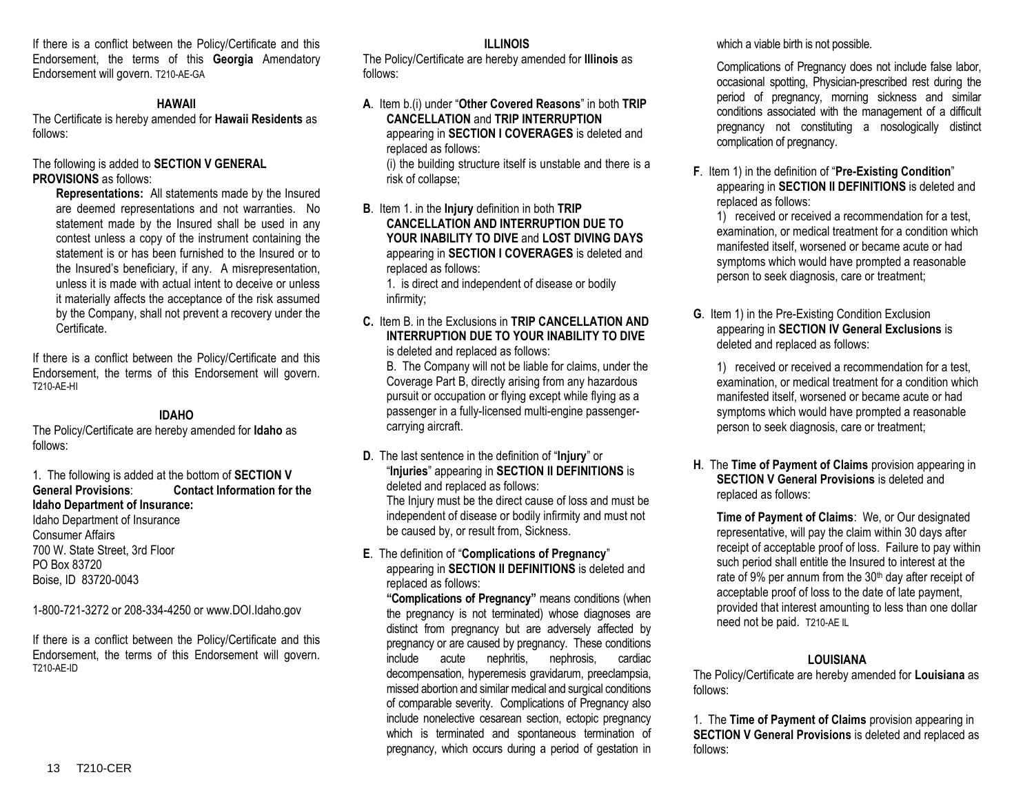If there is a conflict between the Policy/Certificate and this Endorsement, the terms of this **Georgia** Amendatory Endorsement will govern. T210-AE-GA

## HAWAII

The Certificate is hereby amended for **Hawaii Residents** as follows:

The following is added to **SECTION V GENERAL PROVISIONS** as follows:

**Representations:** All statements made by the Insured are deemed representations and not warranties. No statement made by the Insured shall be used in any contest unless a copy of the instrument containing the statement is or has been furnished to the Insured or to the Insured's beneficiary, if any. A misrepresentation, unless it is made with actual intent to deceive or unless it materially affects the acceptance of the risk assumed by the Company, shall not prevent a recovery under the Certificate.

If there is a conflict between the Policy/Certificate and this Endorsement, the terms of this Endorsement will govern. T210-AE-HI

## IDAHO

The Policy/Certificate are hereby amended for **Idaho** as follows:

1. The following is added at the bottom of **SECTION V General Provisions**: **Contact Information for the Idaho Department of Insurance:**

Idaho Department of Insurance
Consumer Affairs
700 W. State Street, 3rd Floor
PO Box 83720
Boise, ID 83720-0043

1-800-721-3272 or 208-334-4250 or www.DOI.Idaho.gov

If there is a conflict between the Policy/Certificate and this Endorsement, the terms of this Endorsement will govern. T210-AE-ID

## ILLINOIS

The Policy/Certificate are hereby amended for **Illinois** as follows:

**A**. Item b.(i) under "**Other Covered Reasons**" in both **TRIP CANCELLATION** and **TRIP INTERRUPTION** appearing in **SECTION I COVERAGES** is deleted and replaced as follows:
(i) the building structure itself is unstable and there is a risk of collapse;

**B**. Item 1. in the **Injury** definition in both **TRIP CANCELLATION AND INTERRUPTION DUE TO YOUR INABILITY TO DIVE** and **LOST DIVING DAYS** appearing in **SECTION I COVERAGES** is deleted and replaced as follows:
1. is direct and independent of disease or bodily infirmity;

**C.** Item B. in the Exclusions in **TRIP CANCELLATION AND INTERRUPTION DUE TO YOUR INABILITY TO DIVE** is deleted and replaced as follows:
B. The Company will not be liable for claims, under the Coverage Part B, directly arising from any hazardous pursuit or occupation or flying except while flying as a passenger in a fully-licensed multi-engine passenger-carrying aircraft.

**D**. The last sentence in the definition of "**Injury**" or "**Injuries**" appearing in **SECTION II DEFINITIONS** is deleted and replaced as follows:
The Injury must be the direct cause of loss and must be independent of disease or bodily infirmity and must not be caused by, or result from, Sickness.

**E**. The definition of "**Complications of Pregnancy**" appearing in **SECTION II DEFINITIONS** is deleted and replaced as follows:
**"Complications of Pregnancy"** means conditions (when the pregnancy is not terminated) whose diagnoses are distinct from pregnancy but are adversely affected by pregnancy or are caused by pregnancy. These conditions include acute nephritis, nephrosis, cardiac decompensation, hyperemesis gravidarum, preeclampsia, missed abortion and similar medical and surgical conditions of comparable severity. Complications of Pregnancy also include nonelective cesarean section, ectopic pregnancy which is terminated and spontaneous termination of pregnancy, which occurs during a period of gestation in which a viable birth is not possible.

Complications of Pregnancy does not include false labor, occasional spotting, Physician-prescribed rest during the period of pregnancy, morning sickness and similar conditions associated with the management of a difficult pregnancy not constituting a nosologically distinct complication of pregnancy.

**F**. Item 1) in the definition of "**Pre-Existing Condition**" appearing in **SECTION II DEFINITIONS** is deleted and replaced as follows:
1) received or received a recommendation for a test, examination, or medical treatment for a condition which manifested itself, worsened or became acute or had symptoms which would have prompted a reasonable person to seek diagnosis, care or treatment;

**G**. Item 1) in the Pre-Existing Condition Exclusion appearing in **SECTION IV General Exclusions** is deleted and replaced as follows:

1) received or received a recommendation for a test, examination, or medical treatment for a condition which manifested itself, worsened or became acute or had symptoms which would have prompted a reasonable person to seek diagnosis, care or treatment;

**H**. The **Time of Payment of Claims** provision appearing in **SECTION V General Provisions** is deleted and replaced as follows:

**Time of Payment of Claims**: We, or Our designated representative, will pay the claim within 30 days after receipt of acceptable proof of loss. Failure to pay within such period shall entitle the Insured to interest at the rate of 9% per annum from the 30th day after receipt of acceptable proof of loss to the date of late payment, provided that interest amounting to less than one dollar need not be paid. T210-AE IL

## LOUISIANA

The Policy/Certificate are hereby amended for **Louisiana** as follows:

1. The **Time of Payment of Claims** provision appearing in **SECTION V General Provisions** is deleted and replaced as follows: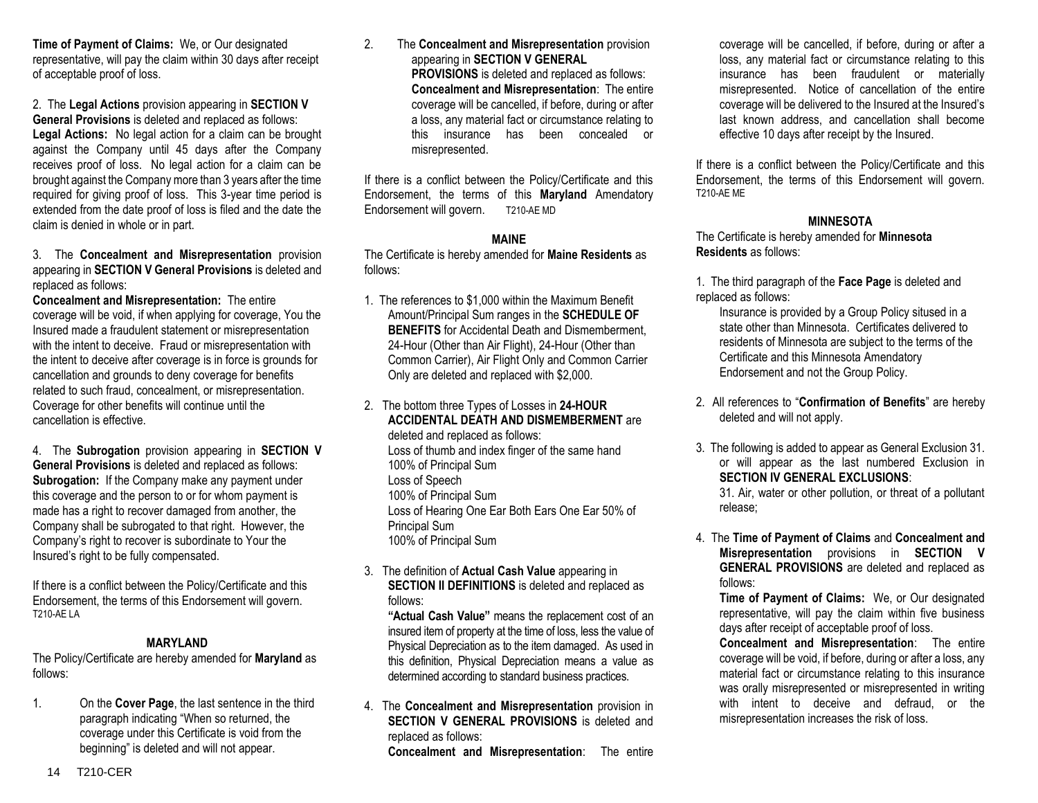**Time of Payment of Claims:** We, or Our designated representative, will pay the claim within 30 days after receipt of acceptable proof of loss.

2. The **Legal Actions** provision appearing in **SECTION V General Provisions** is deleted and replaced as follows:
**Legal Actions:** No legal action for a claim can be brought against the Company until 45 days after the Company receives proof of loss. No legal action for a claim can be brought against the Company more than 3 years after the time required for giving proof of loss. This 3-year time period is extended from the date proof of loss is filed and the date the claim is denied in whole or in part.

3. The **Concealment and Misrepresentation** provision appearing in **SECTION V General Provisions** is deleted and replaced as follows:
**Concealment and Misrepresentation:** The entire coverage will be void, if when applying for coverage, You the Insured made a fraudulent statement or misrepresentation with the intent to deceive. Fraud or misrepresentation with the intent to deceive after coverage is in force is grounds for cancellation and grounds to deny coverage for benefits related to such fraud, concealment, or misrepresentation. Coverage for other benefits will continue until the cancellation is effective.

4. The **Subrogation** provision appearing in **SECTION V General Provisions** is deleted and replaced as follows:
**Subrogation:** If the Company make any payment under this coverage and the person to or for whom payment is made has a right to recover damaged from another, the Company shall be subrogated to that right. However, the Company's right to recover is subordinate to Your the Insured's right to be fully compensated.

If there is a conflict between the Policy/Certificate and this Endorsement, the terms of this Endorsement will govern. T210-AE LA

**MARYLAND**

The Policy/Certificate are hereby amended for **Maryland** as follows:

1. On the **Cover Page**, the last sentence in the third paragraph indicating "When so returned, the coverage under this Certificate is void from the beginning" is deleted and will not appear.

2. The **Concealment and Misrepresentation** provision appearing in **SECTION V GENERAL PROVISIONS** is deleted and replaced as follows:
**Concealment and Misrepresentation**: The entire coverage will be cancelled, if before, during or after a loss, any material fact or circumstance relating to this insurance has been concealed or misrepresented.

If there is a conflict between the Policy/Certificate and this Endorsement, the terms of this **Maryland** Amendatory Endorsement will govern. T210-AE MD

**MAINE**

The Certificate is hereby amended for **Maine Residents** as follows:

1. The references to $1,000 within the Maximum Benefit Amount/Principal Sum ranges in the **SCHEDULE OF BENEFITS** for Accidental Death and Dismemberment, 24-Hour (Other than Air Flight), 24-Hour (Other than Common Carrier), Air Flight Only and Common Carrier Only are deleted and replaced with $2,000.

2. The bottom three Types of Losses in **24-HOUR ACCIDENTAL DEATH AND DISMEMBERMENT** are deleted and replaced as follows:
Loss of thumb and index finger of the same hand
100% of Principal Sum
Loss of Speech
100% of Principal Sum
Loss of Hearing One Ear Both Ears One Ear 50% of Principal Sum
100% of Principal Sum

3. The definition of **Actual Cash Value** appearing in **SECTION II DEFINITIONS** is deleted and replaced as follows:
**"Actual Cash Value"** means the replacement cost of an insured item of property at the time of loss, less the value of Physical Depreciation as to the item damaged. As used in this definition, Physical Depreciation means a value as determined according to standard business practices.

4. The **Concealment and Misrepresentation** provision in **SECTION V GENERAL PROVISIONS** is deleted and replaced as follows:
**Concealment and Misrepresentation**: The entire coverage will be cancelled, if before, during or after a loss, any material fact or circumstance relating to this insurance has been fraudulent or materially misrepresented. Notice of cancellation of the entire coverage will be delivered to the Insured at the Insured's last known address, and cancellation shall become effective 10 days after receipt by the Insured.

If there is a conflict between the Policy/Certificate and this Endorsement, the terms of this Endorsement will govern. T210-AE ME

**MINNESOTA**

The Certificate is hereby amended for **Minnesota Residents** as follows:

1. The third paragraph of the **Face Page** is deleted and replaced as follows:
Insurance is provided by a Group Policy sitused in a state other than Minnesota. Certificates delivered to residents of Minnesota are subject to the terms of the Certificate and this Minnesota Amendatory Endorsement and not the Group Policy.

2. All references to "**Confirmation of Benefits**" are hereby deleted and will not apply.

3. The following is added to appear as General Exclusion 31. or will appear as the last numbered Exclusion in **SECTION IV GENERAL EXCLUSIONS**:
31. Air, water or other pollution, or threat of a pollutant release;

4. The **Time of Payment of Claims** and **Concealment and Misrepresentation** provisions in **SECTION V GENERAL PROVISIONS** are deleted and replaced as follows:
**Time of Payment of Claims:** We, or Our designated representative, will pay the claim within five business days after receipt of acceptable proof of loss.
**Concealment and Misrepresentation**: The entire coverage will be void, if before, during or after a loss, any material fact or circumstance relating to this insurance was orally misrepresented or misrepresented in writing with intent to deceive and defraud, or the misrepresentation increases the risk of loss.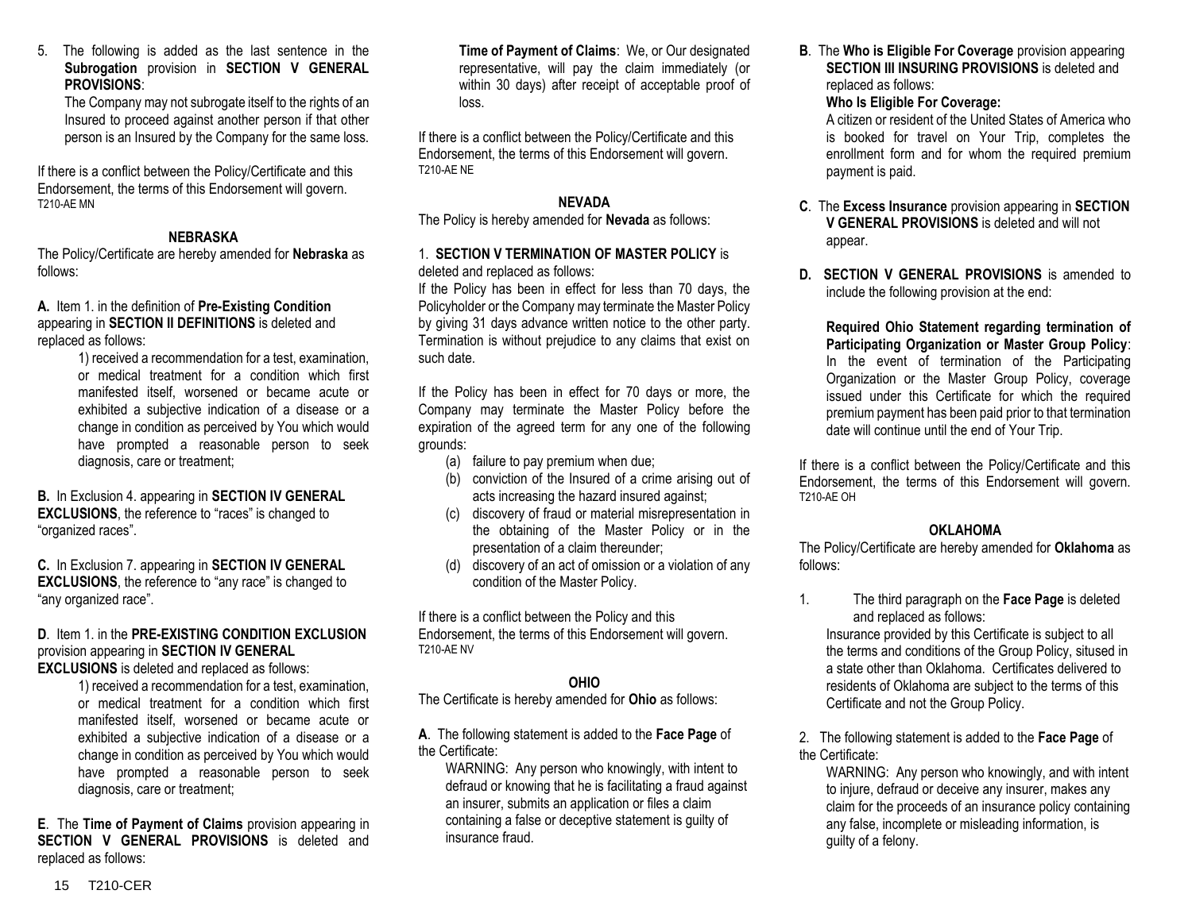5. The following is added as the last sentence in the **Subrogation** provision in **SECTION V GENERAL PROVISIONS**:

   The Company may not subrogate itself to the rights of an Insured to proceed against another person if that other person is an Insured by the Company for the same loss.

If there is a conflict between the Policy/Certificate and this Endorsement, the terms of this Endorsement will govern.
T210-AE MN

### NEBRASKA

The Policy/Certificate are hereby amended for **Nebraska** as follows:

**A.** Item 1. in the definition of **Pre-Existing Condition** appearing in **SECTION II DEFINITIONS** is deleted and replaced as follows:

> 1) received a recommendation for a test, examination, or medical treatment for a condition which first manifested itself, worsened or became acute or exhibited a subjective indication of a disease or a change in condition as perceived by You which would have prompted a reasonable person to seek diagnosis, care or treatment;

**B.** In Exclusion 4. appearing in **SECTION IV GENERAL EXCLUSIONS**, the reference to "races" is changed to "organized races".

**C.** In Exclusion 7. appearing in **SECTION IV GENERAL EXCLUSIONS**, the reference to "any race" is changed to "any organized race".

**D**. Item 1. in the **PRE-EXISTING CONDITION EXCLUSION** provision appearing in **SECTION IV GENERAL EXCLUSIONS** is deleted and replaced as follows:

> 1) received a recommendation for a test, examination, or medical treatment for a condition which first manifested itself, worsened or became acute or exhibited a subjective indication of a disease or a change in condition as perceived by You which would have prompted a reasonable person to seek diagnosis, care or treatment;

**E**. The **Time of Payment of Claims** provision appearing in **SECTION V GENERAL PROVISIONS** is deleted and replaced as follows:

> **Time of Payment of Claims**: We, or Our designated representative, will pay the claim immediately (or within 30 days) after receipt of acceptable proof of loss.

If there is a conflict between the Policy/Certificate and this Endorsement, the terms of this Endorsement will govern.
T210-AE NE

### NEVADA

The Policy is hereby amended for **Nevada** as follows:

1. **SECTION V TERMINATION OF MASTER POLICY** is deleted and replaced as follows:

If the Policy has been in effect for less than 70 days, the Policyholder or the Company may terminate the Master Policy by giving 31 days advance written notice to the other party. Termination is without prejudice to any claims that exist on such date.

If the Policy has been in effect for 70 days or more, the Company may terminate the Master Policy before the expiration of the agreed term for any one of the following grounds:

(a) failure to pay premium when due;
(b) conviction of the Insured of a crime arising out of acts increasing the hazard insured against;
(c) discovery of fraud or material misrepresentation in the obtaining of the Master Policy or in the presentation of a claim thereunder;
(d) discovery of an act of omission or a violation of any condition of the Master Policy.

If there is a conflict between the Policy and this Endorsement, the terms of this Endorsement will govern.
T210-AE NV

### OHIO

The Certificate is hereby amended for **Ohio** as follows:

**A**. The following statement is added to the **Face Page** of the Certificate:

> WARNING: Any person who knowingly, with intent to defraud or knowing that he is facilitating a fraud against an insurer, submits an application or files a claim containing a false or deceptive statement is guilty of insurance fraud.

**B**. The **Who is Eligible For Coverage** provision appearing **SECTION III INSURING PROVISIONS** is deleted and replaced as follows:

> **Who Is Eligible For Coverage:**
> A citizen or resident of the United States of America who is booked for travel on Your Trip, completes the enrollment form and for whom the required premium payment is paid.

**C**. The **Excess Insurance** provision appearing in **SECTION V GENERAL PROVISIONS** is deleted and will not appear.

**D. SECTION V GENERAL PROVISIONS** is amended to include the following provision at the end:

> **Required Ohio Statement regarding termination of Participating Organization or Master Group Policy**: In the event of termination of the Participating Organization or the Master Group Policy, coverage issued under this Certificate for which the required premium payment has been paid prior to that termination date will continue until the end of Your Trip.

If there is a conflict between the Policy/Certificate and this Endorsement, the terms of this Endorsement will govern.
T210-AE OH

### OKLAHOMA

The Policy/Certificate are hereby amended for **Oklahoma** as follows:

1. The third paragraph on the **Face Page** is deleted and replaced as follows:

   Insurance provided by this Certificate is subject to all the terms and conditions of the Group Policy, sitused in a state other than Oklahoma. Certificates delivered to residents of Oklahoma are subject to the terms of this Certificate and not the Group Policy.

2. The following statement is added to the **Face Page** of the Certificate:

   WARNING: Any person who knowingly, and with intent to injure, defraud or deceive any insurer, makes any claim for the proceeds of an insurance policy containing any false, incomplete or misleading information, is guilty of a felony.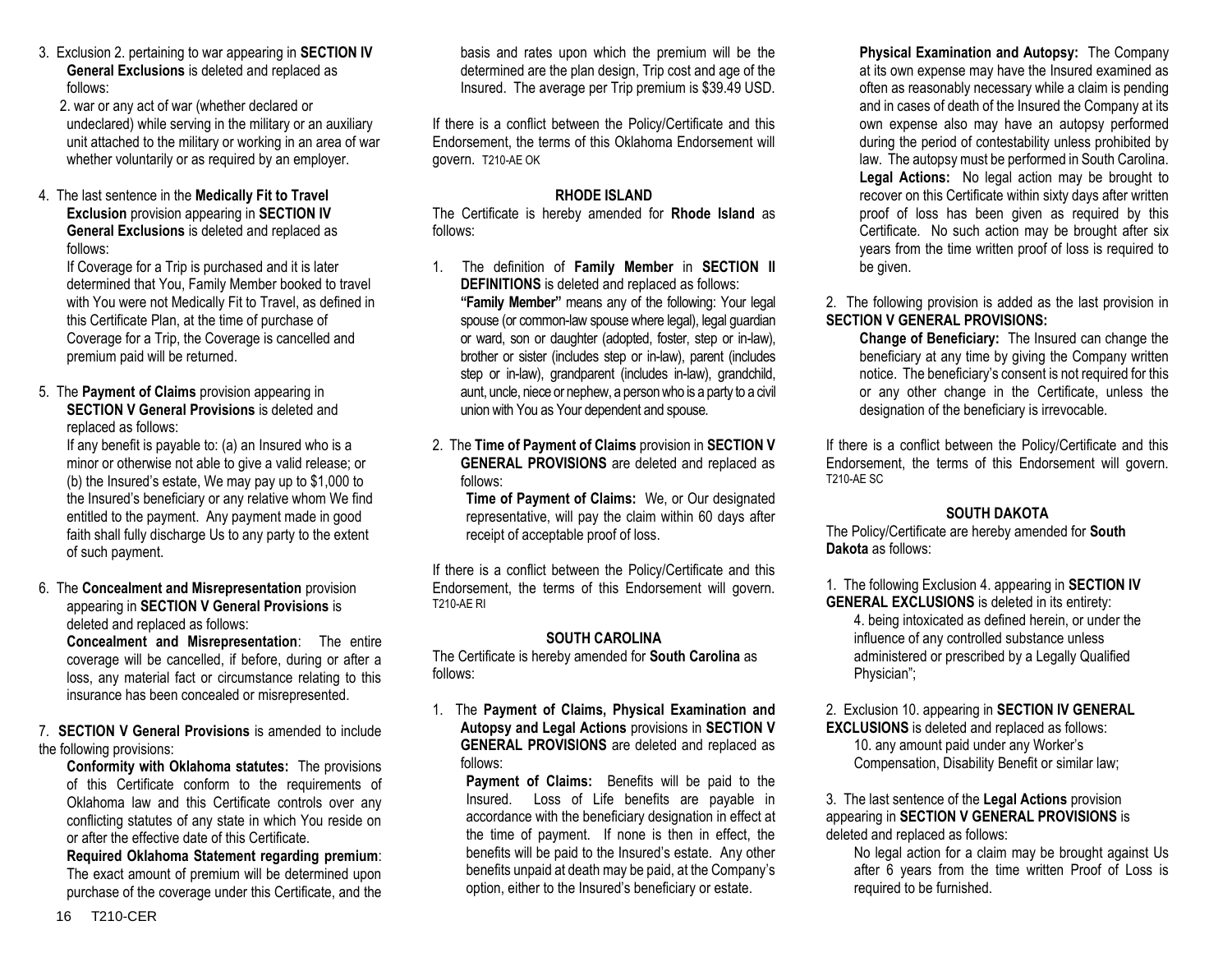3. Exclusion 2. pertaining to war appearing in **SECTION IV General Exclusions** is deleted and replaced as follows:

   2. war or any act of war (whether declared or undeclared) while serving in the military or an auxiliary unit attached to the military or working in an area of war whether voluntarily or as required by an employer.

4. The last sentence in the **Medically Fit to Travel Exclusion** provision appearing in **SECTION IV General Exclusions** is deleted and replaced as follows:

   If Coverage for a Trip is purchased and it is later determined that You, Family Member booked to travel with You were not Medically Fit to Travel, as defined in this Certificate Plan, at the time of purchase of Coverage for a Trip, the Coverage is cancelled and premium paid will be returned.

5. The **Payment of Claims** provision appearing in **SECTION V General Provisions** is deleted and replaced as follows:

   If any benefit is payable to: (a) an Insured who is a minor or otherwise not able to give a valid release; or (b) the Insured's estate, We may pay up to $1,000 to the Insured's beneficiary or any relative whom We find entitled to the payment. Any payment made in good faith shall fully discharge Us to any party to the extent of such payment.

6. The **Concealment and Misrepresentation** provision appearing in **SECTION V General Provisions** is deleted and replaced as follows:

   **Concealment and Misrepresentation**: The entire coverage will be cancelled, if before, during or after a loss, any material fact or circumstance relating to this insurance has been concealed or misrepresented.

7. **SECTION V General Provisions** is amended to include the following provisions:

   **Conformity with Oklahoma statutes:** The provisions of this Certificate conform to the requirements of Oklahoma law and this Certificate controls over any conflicting statutes of any state in which You reside on or after the effective date of this Certificate.

   **Required Oklahoma Statement regarding premium**: The exact amount of premium will be determined upon purchase of the coverage under this Certificate, and the basis and rates upon which the premium will be the determined are the plan design, Trip cost and age of the Insured. The average per Trip premium is $39.49 USD.

If there is a conflict between the Policy/Certificate and this Endorsement, the terms of this Oklahoma Endorsement will govern. T210-AE OK

## RHODE ISLAND

The Certificate is hereby amended for **Rhode Island** as follows:

1. The definition of **Family Member** in **SECTION II DEFINITIONS** is deleted and replaced as follows:

   **"Family Member"** means any of the following: Your legal spouse (or common-law spouse where legal), legal guardian or ward, son or daughter (adopted, foster, step or in-law), brother or sister (includes step or in-law), parent (includes step or in-law), grandparent (includes in-law), grandchild, aunt, uncle, niece or nephew, a person who is a party to a civil union with You as Your dependent and spouse.

2. The **Time of Payment of Claims** provision in **SECTION V GENERAL PROVISIONS** are deleted and replaced as follows:

   **Time of Payment of Claims:** We, or Our designated representative, will pay the claim within 60 days after receipt of acceptable proof of loss.

If there is a conflict between the Policy/Certificate and this Endorsement, the terms of this Endorsement will govern. T210-AE RI

## SOUTH CAROLINA

The Certificate is hereby amended for **South Carolina** as follows:

1. The **Payment of Claims, Physical Examination and Autopsy and Legal Actions** provisions in **SECTION V GENERAL PROVISIONS** are deleted and replaced as follows:

   **Payment of Claims:** Benefits will be paid to the Insured. Loss of Life benefits are payable in accordance with the beneficiary designation in effect at the time of payment. If none is then in effect, the benefits will be paid to the Insured's estate. Any other benefits unpaid at death may be paid, at the Company's option, either to the Insured's beneficiary or estate.

   **Physical Examination and Autopsy:** The Company at its own expense may have the Insured examined as often as reasonably necessary while a claim is pending and in cases of death of the Insured the Company at its own expense also may have an autopsy performed during the period of contestability unless prohibited by law. The autopsy must be performed in South Carolina.

   **Legal Actions:** No legal action may be brought to recover on this Certificate within sixty days after written proof of loss has been given as required by this Certificate. No such action may be brought after six years from the time written proof of loss is required to be given.

2. The following provision is added as the last provision in **SECTION V GENERAL PROVISIONS:**

   **Change of Beneficiary:** The Insured can change the beneficiary at any time by giving the Company written notice. The beneficiary's consent is not required for this or any other change in the Certificate, unless the designation of the beneficiary is irrevocable.

If there is a conflict between the Policy/Certificate and this Endorsement, the terms of this Endorsement will govern. T210-AE SC

## SOUTH DAKOTA

The Policy/Certificate are hereby amended for **South Dakota** as follows:

1. The following Exclusion 4. appearing in **SECTION IV GENERAL EXCLUSIONS** is deleted in its entirety:

   4. being intoxicated as defined herein, or under the influence of any controlled substance unless administered or prescribed by a Legally Qualified Physician";

2. Exclusion 10. appearing in **SECTION IV GENERAL EXCLUSIONS** is deleted and replaced as follows:

   10. any amount paid under any Worker's Compensation, Disability Benefit or similar law;

3. The last sentence of the **Legal Actions** provision appearing in **SECTION V GENERAL PROVISIONS** is deleted and replaced as follows:

   No legal action for a claim may be brought against Us after 6 years from the time written Proof of Loss is required to be furnished.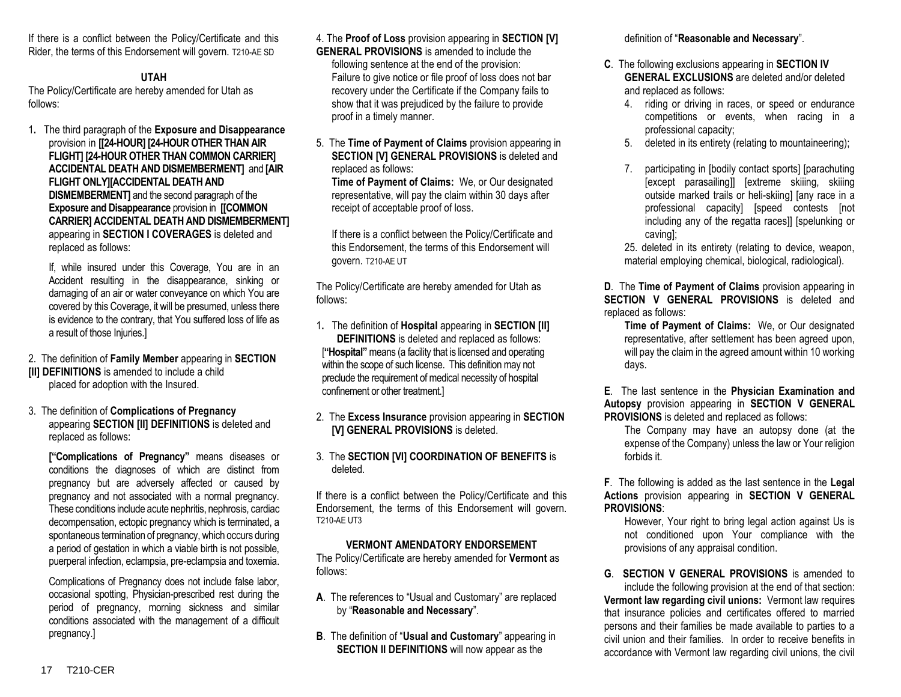If there is a conflict between the Policy/Certificate and this Rider, the terms of this Endorsement will govern. T210-AE SD

## UTAH

The Policy/Certificate are hereby amended for Utah as follows:

1. The third paragraph of the **Exposure and Disappearance** provision in **[[24-HOUR] [24-HOUR OTHER THAN AIR FLIGHT] [24-HOUR OTHER THAN COMMON CARRIER] ACCIDENTAL DEATH AND DISMEMBERMENT]** and **[AIR FLIGHT ONLY][ACCIDENTAL DEATH AND DISMEMBERMENT]** and the second paragraph of the **Exposure and Disappearance** provision in **[[COMMON CARRIER] ACCIDENTAL DEATH AND DISMEMBERMENT]** appearing in **SECTION I COVERAGES** is deleted and replaced as follows:

   If, while insured under this Coverage, You are in an Accident resulting in the disappearance, sinking or damaging of an air or water conveyance on which You are covered by this Coverage, it will be presumed, unless there is evidence to the contrary, that You suffered loss of life as a result of those Injuries.]

2. The definition of **Family Member** appearing in **SECTION [II] DEFINITIONS** is amended to include a child placed for adoption with the Insured.

3. The definition of **Complications of Pregnancy** appearing **SECTION [II] DEFINITIONS** is deleted and replaced as follows:

   **["Complications of Pregnancy"** means diseases or conditions the diagnoses of which are distinct from pregnancy but are adversely affected or caused by pregnancy and not associated with a normal pregnancy. These conditions include acute nephritis, nephrosis, cardiac decompensation, ectopic pregnancy which is terminated, a spontaneous termination of pregnancy, which occurs during a period of gestation in which a viable birth is not possible, puerperal infection, eclampsia, pre-eclampsia and toxemia.

   Complications of Pregnancy does not include false labor, occasional spotting, Physician-prescribed rest during the period of pregnancy, morning sickness and similar conditions associated with the management of a difficult pregnancy.]

4. The **Proof of Loss** provision appearing in **SECTION [V] GENERAL PROVISIONS** is amended to include the following sentence at the end of the provision: Failure to give notice or file proof of loss does not bar recovery under the Certificate if the Company fails to show that it was prejudiced by the failure to provide proof in a timely manner.

5. The **Time of Payment of Claims** provision appearing in **SECTION [V] GENERAL PROVISIONS** is deleted and replaced as follows:
   **Time of Payment of Claims:** We, or Our designated representative, will pay the claim within 30 days after receipt of acceptable proof of loss.

   If there is a conflict between the Policy/Certificate and this Endorsement, the terms of this Endorsement will govern. T210-AE UT

The Policy/Certificate are hereby amended for Utah as follows:

1. The definition of **Hospital** appearing in **SECTION [II] DEFINITIONS** is deleted and replaced as follows:
   [**"Hospital"** means (a facility that is licensed and operating within the scope of such license. This definition may not preclude the requirement of medical necessity of hospital confinement or other treatment.]

2. The **Excess Insurance** provision appearing in **SECTION [V] GENERAL PROVISIONS** is deleted.

3. The **SECTION [VI] COORDINATION OF BENEFITS** is deleted.

If there is a conflict between the Policy/Certificate and this Endorsement, the terms of this Endorsement will govern. T210-AE UT3

## VERMONT AMENDATORY ENDORSEMENT

The Policy/Certificate are hereby amended for **Vermont** as follows:

**A**. The references to "Usual and Customary" are replaced by "**Reasonable and Necessary**".

**B**. The definition of "**Usual and Customary**" appearing in **SECTION II DEFINITIONS** will now appear as the definition of "**Reasonable and Necessary**".

**C**. The following exclusions appearing in **SECTION IV GENERAL EXCLUSIONS** are deleted and/or deleted and replaced as follows:

4. riding or driving in races, or speed or endurance competitions or events, when racing in a professional capacity;
5. deleted in its entirety (relating to mountaineering);
7. participating in [bodily contact sports] [parachuting [except parasailing]] [extreme skiiing, skiiing outside marked trails or heli-skiing] [any race in a professional capacity] [speed contests [not including any of the regatta races]] [spelunking or caving];

25. deleted in its entirety (relating to device, weapon, material employing chemical, biological, radiological).

**D**. The **Time of Payment of Claims** provision appearing in **SECTION V GENERAL PROVISIONS** is deleted and replaced as follows:

**Time of Payment of Claims:** We, or Our designated representative, after settlement has been agreed upon, will pay the claim in the agreed amount within 10 working days.

**E**. The last sentence in the **Physician Examination and Autopsy** provision appearing in **SECTION V GENERAL PROVISIONS** is deleted and replaced as follows:

The Company may have an autopsy done (at the expense of the Company) unless the law or Your religion forbids it.

**F**. The following is added as the last sentence in the **Legal Actions** provision appearing in **SECTION V GENERAL PROVISIONS**:

However, Your right to bring legal action against Us is not conditioned upon Your compliance with the provisions of any appraisal condition.

**G**. **SECTION V GENERAL PROVISIONS** is amended to include the following provision at the end of that section:
**Vermont law regarding civil unions:** Vermont law requires that insurance policies and certificates offered to married persons and their families be made available to parties to a civil union and their families. In order to receive benefits in accordance with Vermont law regarding civil unions, the civil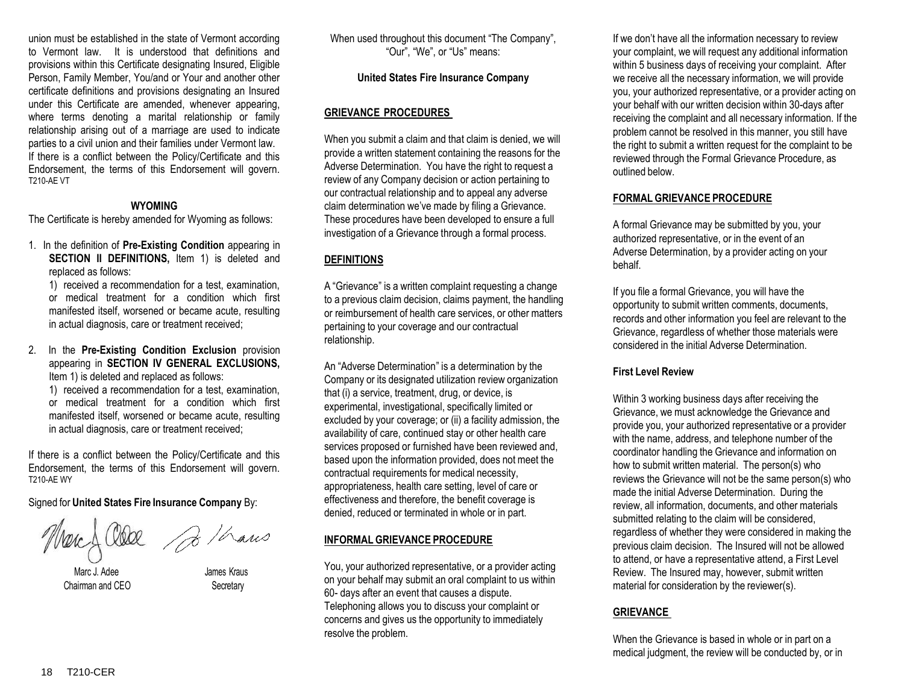union must be established in the state of Vermont according to Vermont law. It is understood that definitions and provisions within this Certificate designating Insured, Eligible Person, Family Member, You/and or Your and another other certificate definitions and provisions designating an Insured under this Certificate are amended, whenever appearing, where terms denoting a marital relationship or family relationship arising out of a marriage are used to indicate parties to a civil union and their families under Vermont law.
If there is a conflict between the Policy/Certificate and this Endorsement, the terms of this Endorsement will govern.
T210-AE VT

**WYOMING**

The Certificate is hereby amended for Wyoming as follows:

1. In the definition of **Pre-Existing Condition** appearing in **SECTION II DEFINITIONS,** Item 1) is deleted and replaced as follows:

   1) received a recommendation for a test, examination, or medical treatment for a condition which first manifested itself, worsened or became acute, resulting in actual diagnosis, care or treatment received;

2. In the **Pre-Existing Condition Exclusion** provision appearing in **SECTION IV GENERAL EXCLUSIONS,** Item 1) is deleted and replaced as follows:

   1) received a recommendation for a test, examination, or medical treatment for a condition which first manifested itself, worsened or became acute, resulting in actual diagnosis, care or treatment received;

If there is a conflict between the Policy/Certificate and this Endorsement, the terms of this Endorsement will govern.
T210-AE WY

Signed for **United States Fire Insurance Company** By:

Marc J. Adee
Chairman and CEO

James Kraus
Secretary

When used throughout this document "The Company", "Our", "We", or "Us" means:

**United States Fire Insurance Company**

## GRIEVANCE PROCEDURES

When you submit a claim and that claim is denied, we will provide a written statement containing the reasons for the Adverse Determination. You have the right to request a review of any Company decision or action pertaining to our contractual relationship and to appeal any adverse claim determination we've made by filing a Grievance. These procedures have been developed to ensure a full investigation of a Grievance through a formal process.

## DEFINITIONS

A "Grievance" is a written complaint requesting a change to a previous claim decision, claims payment, the handling or reimbursement of health care services, or other matters pertaining to your coverage and our contractual relationship.

An "Adverse Determination" is a determination by the Company or its designated utilization review organization that (i) a service, treatment, drug, or device, is experimental, investigational, specifically limited or excluded by your coverage; or (ii) a facility admission, the availability of care, continued stay or other health care services proposed or furnished have been reviewed and, based upon the information provided, does not meet the contractual requirements for medical necessity, appropriateness, health care setting, level of care or effectiveness and therefore, the benefit coverage is denied, reduced or terminated in whole or in part.

## INFORMAL GRIEVANCE PROCEDURE

You, your authorized representative, or a provider acting on your behalf may submit an oral complaint to us within 60- days after an event that causes a dispute. Telephoning allows you to discuss your complaint or concerns and gives us the opportunity to immediately resolve the problem.

If we don't have all the information necessary to review your complaint, we will request any additional information within 5 business days of receiving your complaint. After we receive all the necessary information, we will provide you, your authorized representative, or a provider acting on your behalf with our written decision within 30-days after receiving the complaint and all necessary information. If the problem cannot be resolved in this manner, you still have the right to submit a written request for the complaint to be reviewed through the Formal Grievance Procedure, as outlined below.

## FORMAL GRIEVANCE PROCEDURE

A formal Grievance may be submitted by you, your authorized representative, or in the event of an Adverse Determination, by a provider acting on your behalf.

If you file a formal Grievance, you will have the opportunity to submit written comments, documents, records and other information you feel are relevant to the Grievance, regardless of whether those materials were considered in the initial Adverse Determination.

### First Level Review

Within 3 working business days after receiving the Grievance, we must acknowledge the Grievance and provide you, your authorized representative or a provider with the name, address, and telephone number of the coordinator handling the Grievance and information on how to submit written material. The person(s) who reviews the Grievance will not be the same person(s) who made the initial Adverse Determination. During the review, all information, documents, and other materials submitted relating to the claim will be considered, regardless of whether they were considered in making the previous claim decision. The Insured will not be allowed to attend, or have a representative attend, a First Level Review. The Insured may, however, submit written material for consideration by the reviewer(s).

## GRIEVANCE

When the Grievance is based in whole or in part on a medical judgment, the review will be conducted by, or in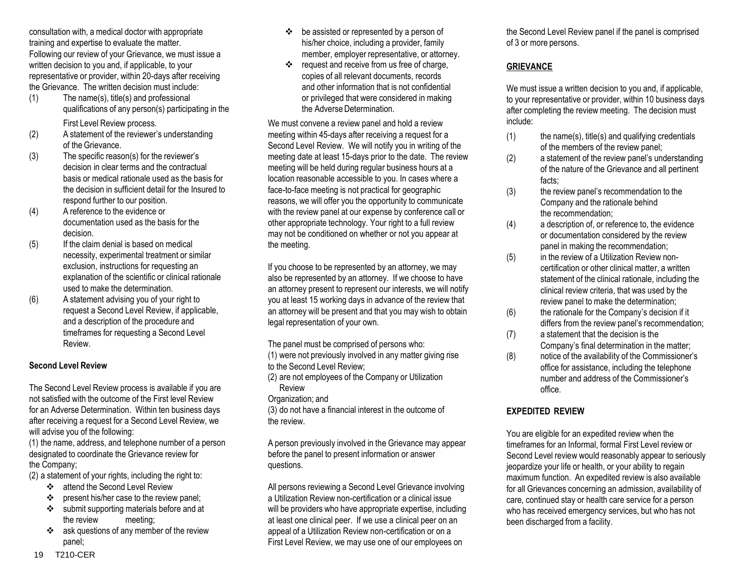consultation with, a medical doctor with appropriate training and expertise to evaluate the matter.
Following our review of your Grievance, we must issue a written decision to you and, if applicable, to your representative or provider, within 20-days after receiving the Grievance. The written decision must include:

(1) The name(s), title(s) and professional qualifications of any person(s) participating in the First Level Review process.
(2) A statement of the reviewer's understanding of the Grievance.
(3) The specific reason(s) for the reviewer's decision in clear terms and the contractual basis or medical rationale used as the basis for the decision in sufficient detail for the Insured to respond further to our position.
(4) A reference to the evidence or documentation used as the basis for the decision.
(5) If the claim denial is based on medical necessity, experimental treatment or similar exclusion, instructions for requesting an explanation of the scientific or clinical rationale used to make the determination.
(6) A statement advising you of your right to request a Second Level Review, if applicable, and a description of the procedure and timeframes for requesting a Second Level Review.

**Second Level Review**

The Second Level Review process is available if you are not satisfied with the outcome of the First level Review for an Adverse Determination. Within ten business days after receiving a request for a Second Level Review, we will advise you of the following:

(1) the name, address, and telephone number of a person designated to coordinate the Grievance review for the Company;

(2) a statement of your rights, including the right to:

- attend the Second Level Review
- present his/her case to the review panel;
- submit supporting materials before and at the review meeting;
- ask questions of any member of the review panel;
- be assisted or represented by a person of his/her choice, including a provider, family member, employer representative, or attorney.
- request and receive from us free of charge, copies of all relevant documents, records and other information that is not confidential or privileged that were considered in making the Adverse Determination.

We must convene a review panel and hold a review meeting within 45-days after receiving a request for a Second Level Review. We will notify you in writing of the meeting date at least 15-days prior to the date. The review meeting will be held during regular business hours at a location reasonable accessible to you. In cases where a face-to-face meeting is not practical for geographic reasons, we will offer you the opportunity to communicate with the review panel at our expense by conference call or other appropriate technology. Your right to a full review may not be conditioned on whether or not you appear at the meeting.

If you choose to be represented by an attorney, we may also be represented by an attorney. If we choose to have an attorney present to represent our interests, we will notify you at least 15 working days in advance of the review that an attorney will be present and that you may wish to obtain legal representation of your own.

The panel must be comprised of persons who:
(1) were not previously involved in any matter giving rise to the Second Level Review;
(2) are not employees of the Company or Utilization Review Organization; and
(3) do not have a financial interest in the outcome of the review.

A person previously involved in the Grievance may appear before the panel to present information or answer questions.

All persons reviewing a Second Level Grievance involving a Utilization Review non-certification or a clinical issue will be providers who have appropriate expertise, including at least one clinical peer. If we use a clinical peer on an appeal of a Utilization Review non-certification or on a First Level Review, we may use one of our employees on the Second Level Review panel if the panel is comprised of 3 or more persons.

**GRIEVANCE**

We must issue a written decision to you and, if applicable, to your representative or provider, within 10 business days after completing the review meeting. The decision must include:

(1) the name(s), title(s) and qualifying credentials of the members of the review panel;
(2) a statement of the review panel's understanding of the nature of the Grievance and all pertinent facts;
(3) the review panel's recommendation to the Company and the rationale behind the recommendation;
(4) a description of, or reference to, the evidence or documentation considered by the review panel in making the recommendation;
(5) in the review of a Utilization Review non-certification or other clinical matter, a written statement of the clinical rationale, including the clinical review criteria, that was used by the review panel to make the determination;
(6) the rationale for the Company's decision if it differs from the review panel's recommendation;
(7) a statement that the decision is the Company's final determination in the matter;
(8) notice of the availability of the Commissioner's office for assistance, including the telephone number and address of the Commissioner's office.

**EXPEDITED REVIEW**

You are eligible for an expedited review when the timeframes for an Informal, formal First Level review or Second Level review would reasonably appear to seriously jeopardize your life or health, or your ability to regain maximum function. An expedited review is also available for all Grievances concerning an admission, availability of care, continued stay or health care service for a person who has received emergency services, but who has not been discharged from a facility.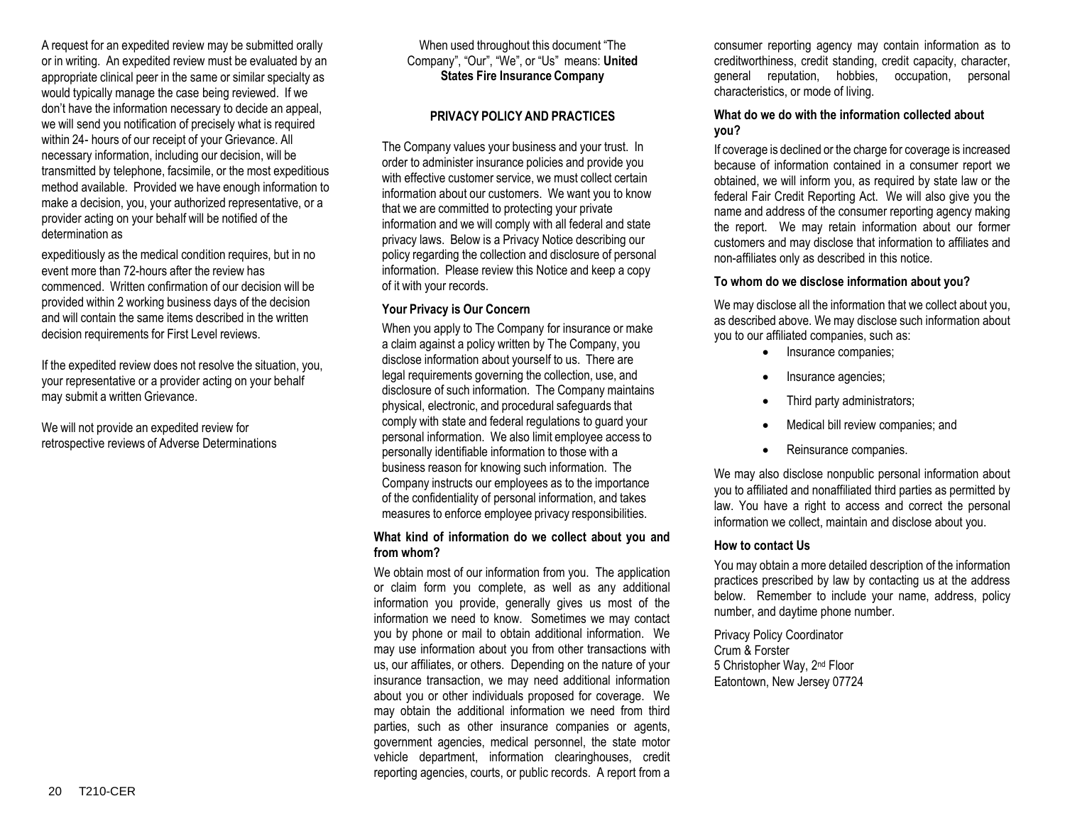A request for an expedited review may be submitted orally or in writing. An expedited review must be evaluated by an appropriate clinical peer in the same or similar specialty as would typically manage the case being reviewed. If we don't have the information necessary to decide an appeal, we will send you notification of precisely what is required within 24- hours of our receipt of your Grievance. All necessary information, including our decision, will be transmitted by telephone, facsimile, or the most expeditious method available. Provided we have enough information to make a decision, you, your authorized representative, or a provider acting on your behalf will be notified of the determination as

expeditiously as the medical condition requires, but in no event more than 72-hours after the review has commenced. Written confirmation of our decision will be provided within 2 working business days of the decision and will contain the same items described in the written decision requirements for First Level reviews.

If the expedited review does not resolve the situation, you, your representative or a provider acting on your behalf may submit a written Grievance.

We will not provide an expedited review for retrospective reviews of Adverse Determinations

When used throughout this document "The Company", "Our", "We", or "Us" means: **United States Fire Insurance Company**

## PRIVACY POLICY AND PRACTICES

The Company values your business and your trust. In order to administer insurance policies and provide you with effective customer service, we must collect certain information about our customers. We want you to know that we are committed to protecting your private information and we will comply with all federal and state privacy laws. Below is a Privacy Notice describing our policy regarding the collection and disclosure of personal information. Please review this Notice and keep a copy of it with your records.

### Your Privacy is Our Concern

When you apply to The Company for insurance or make a claim against a policy written by The Company, you disclose information about yourself to us. There are legal requirements governing the collection, use, and disclosure of such information. The Company maintains physical, electronic, and procedural safeguards that comply with state and federal regulations to guard your personal information. We also limit employee access to personally identifiable information to those with a business reason for knowing such information. The Company instructs our employees as to the importance of the confidentiality of personal information, and takes measures to enforce employee privacy responsibilities.

### What kind of information do we collect about you and from whom?

We obtain most of our information from you. The application or claim form you complete, as well as any additional information you provide, generally gives us most of the information we need to know. Sometimes we may contact you by phone or mail to obtain additional information. We may use information about you from other transactions with us, our affiliates, or others. Depending on the nature of your insurance transaction, we may need additional information about you or other individuals proposed for coverage. We may obtain the additional information we need from third parties, such as other insurance companies or agents, government agencies, medical personnel, the state motor vehicle department, information clearinghouses, credit reporting agencies, courts, or public records. A report from a consumer reporting agency may contain information as to creditworthiness, credit standing, credit capacity, character, general reputation, hobbies, occupation, personal characteristics, or mode of living.

### What do we do with the information collected about you?

If coverage is declined or the charge for coverage is increased because of information contained in a consumer report we obtained, we will inform you, as required by state law or the federal Fair Credit Reporting Act. We will also give you the name and address of the consumer reporting agency making the report. We may retain information about our former customers and may disclose that information to affiliates and non-affiliates only as described in this notice.

### To whom do we disclose information about you?

We may disclose all the information that we collect about you, as described above. We may disclose such information about you to our affiliated companies, such as:

- Insurance companies;
- Insurance agencies;
- Third party administrators;
- Medical bill review companies; and
- Reinsurance companies.

We may also disclose nonpublic personal information about you to affiliated and nonaffiliated third parties as permitted by law. You have a right to access and correct the personal information we collect, maintain and disclose about you.

### How to contact Us

You may obtain a more detailed description of the information practices prescribed by law by contacting us at the address below. Remember to include your name, address, policy number, and daytime phone number.

Privacy Policy Coordinator
Crum & Forster
5 Christopher Way, 2nd Floor
Eatontown, New Jersey 07724

T210-CER